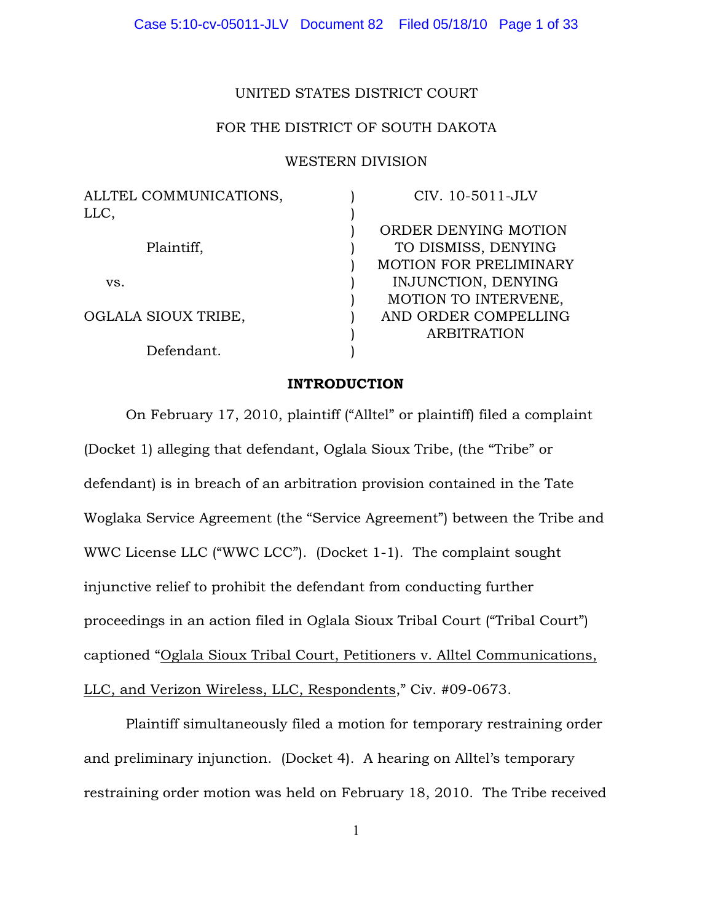UNITED STATES DISTRICT COURT

FOR THE DISTRICT OF SOUTH DAKOTA

WESTERN DIVISION

| | | |
|---|---|---|
| ALLTEL COMMUNICATIONS, LLC, | ) | CIV. 10-5011-JLV |
| Plaintiff, | ) | ORDER DENYING MOTION TO DISMISS, DENYING MOTION FOR PRELIMINARY INJUNCTION, DENYING MOTION TO INTERVENE, AND ORDER COMPELLING ARBITRATION |
| vs. | ) | |
| OGLALA SIOUX TRIBE, | ) | |
| Defendant. | ) | |

## INTRODUCTION

On February 17, 2010, plaintiff ("Alltel" or plaintiff) filed a complaint (Docket 1) alleging that defendant, Oglala Sioux Tribe, (the "Tribe" or defendant) is in breach of an arbitration provision contained in the Tate Woglaka Service Agreement (the "Service Agreement") between the Tribe and WWC License LLC ("WWC LCC"). (Docket 1-1). The complaint sought injunctive relief to prohibit the defendant from conducting further proceedings in an action filed in Oglala Sioux Tribal Court ("Tribal Court") captioned "Oglala Sioux Tribal Court, Petitioners v. Alltel Communications, LLC, and Verizon Wireless, LLC, Respondents," Civ. #09-0673.

Plaintiff simultaneously filed a motion for temporary restraining order and preliminary injunction. (Docket 4). A hearing on Alltel's temporary restraining order motion was held on February 18, 2010. The Tribe received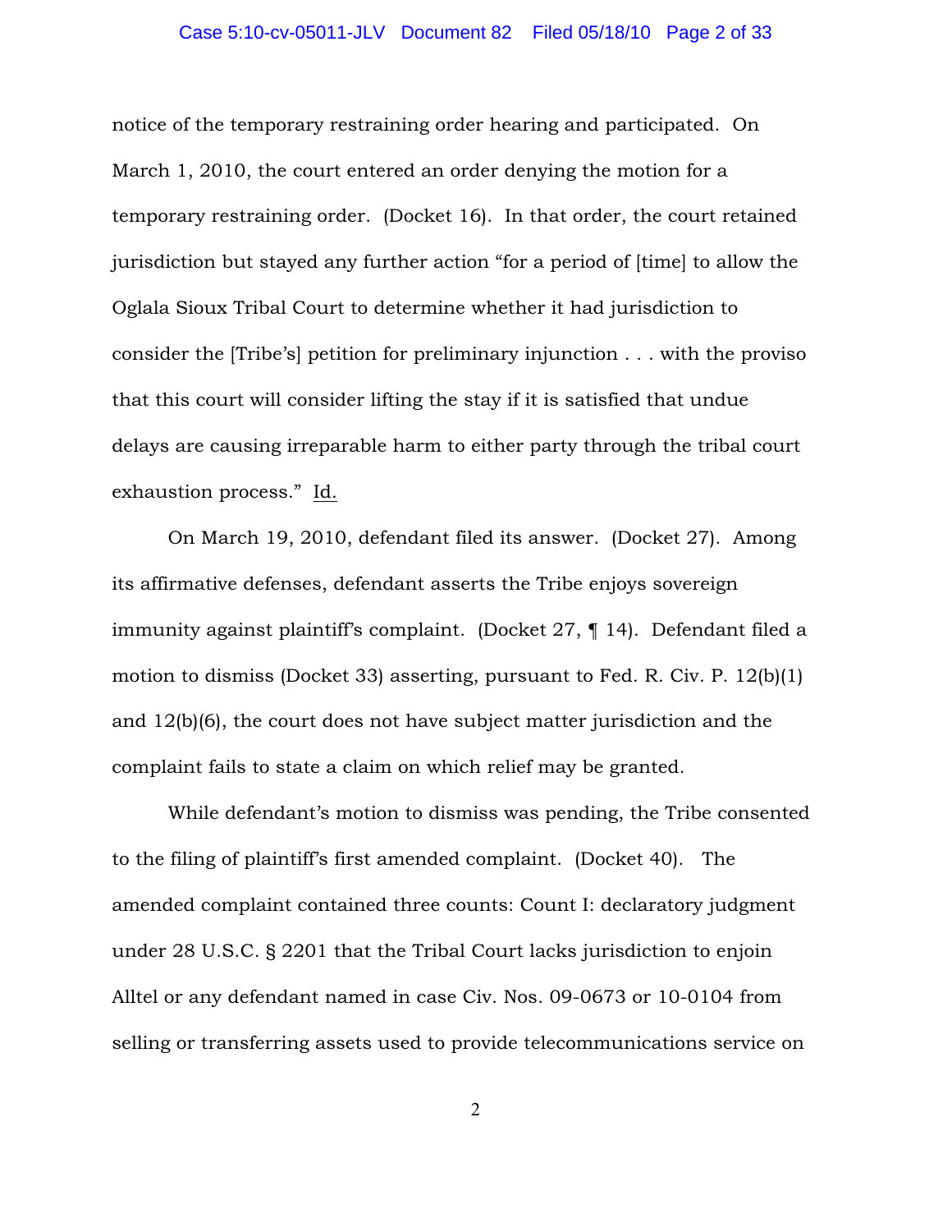notice of the temporary restraining order hearing and participated. On March 1, 2010, the court entered an order denying the motion for a temporary restraining order. (Docket 16). In that order, the court retained jurisdiction but stayed any further action "for a period of [time] to allow the Oglala Sioux Tribal Court to determine whether it had jurisdiction to consider the [Tribe's] petition for preliminary injunction . . . with the proviso that this court will consider lifting the stay if it is satisfied that undue delays are causing irreparable harm to either party through the tribal court exhaustion process." Id.

On March 19, 2010, defendant filed its answer. (Docket 27). Among its affirmative defenses, defendant asserts the Tribe enjoys sovereign immunity against plaintiff's complaint. (Docket 27, ¶ 14). Defendant filed a motion to dismiss (Docket 33) asserting, pursuant to Fed. R. Civ. P. 12(b)(1) and 12(b)(6), the court does not have subject matter jurisdiction and the complaint fails to state a claim on which relief may be granted.

While defendant's motion to dismiss was pending, the Tribe consented to the filing of plaintiff's first amended complaint. (Docket 40). The amended complaint contained three counts: Count I: declaratory judgment under 28 U.S.C. § 2201 that the Tribal Court lacks jurisdiction to enjoin Alltel or any defendant named in case Civ. Nos. 09-0673 or 10-0104 from selling or transferring assets used to provide telecommunications service on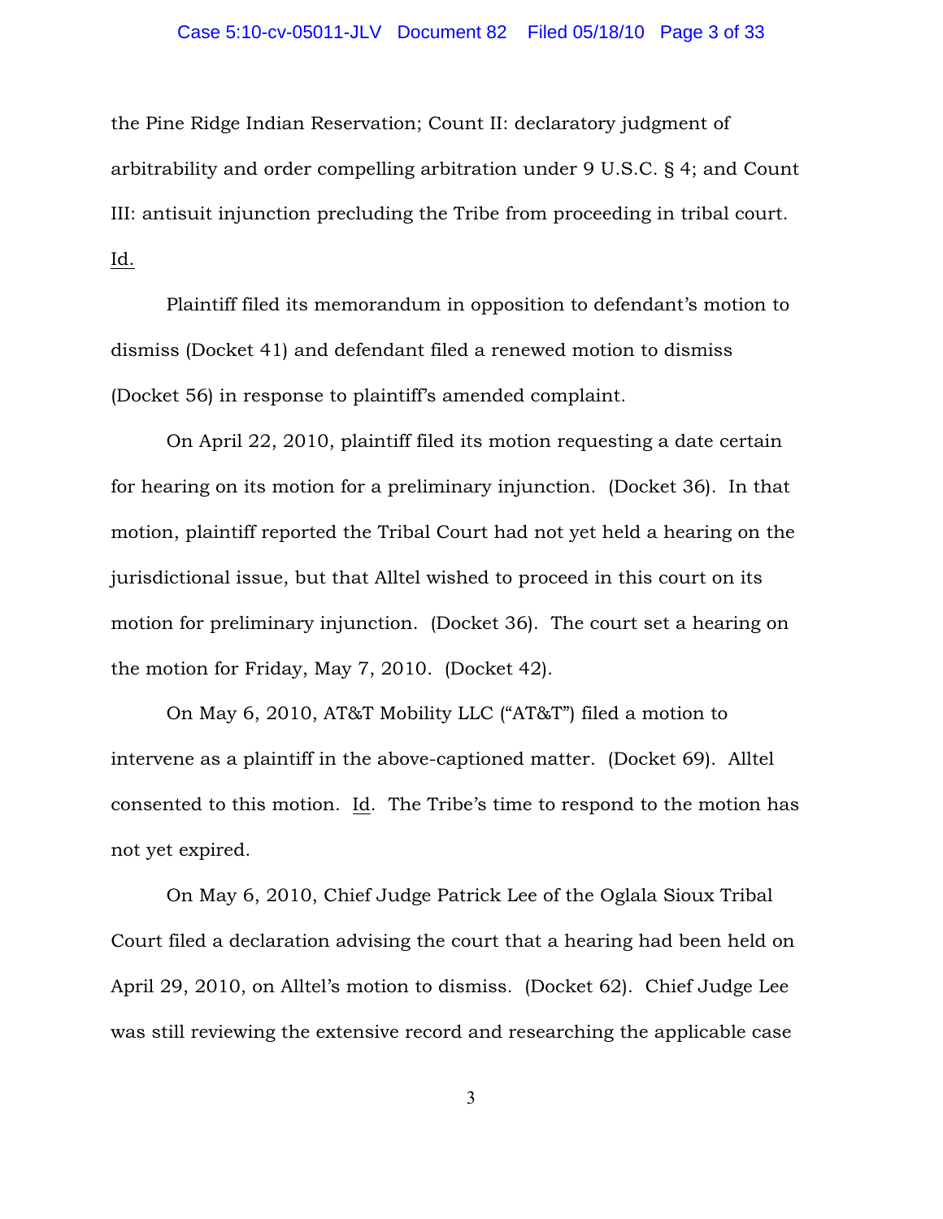the Pine Ridge Indian Reservation; Count II: declaratory judgment of arbitrability and order compelling arbitration under 9 U.S.C. § 4; and Count III: antisuit injunction precluding the Tribe from proceeding in tribal court. Id.

Plaintiff filed its memorandum in opposition to defendant's motion to dismiss (Docket 41) and defendant filed a renewed motion to dismiss (Docket 56) in response to plaintiff's amended complaint.

On April 22, 2010, plaintiff filed its motion requesting a date certain for hearing on its motion for a preliminary injunction. (Docket 36). In that motion, plaintiff reported the Tribal Court had not yet held a hearing on the jurisdictional issue, but that Alltel wished to proceed in this court on its motion for preliminary injunction. (Docket 36). The court set a hearing on the motion for Friday, May 7, 2010. (Docket 42).

On May 6, 2010, AT&T Mobility LLC ("AT&T") filed a motion to intervene as a plaintiff in the above-captioned matter. (Docket 69). Alltel consented to this motion. Id. The Tribe's time to respond to the motion has not yet expired.

On May 6, 2010, Chief Judge Patrick Lee of the Oglala Sioux Tribal Court filed a declaration advising the court that a hearing had been held on April 29, 2010, on Alltel's motion to dismiss. (Docket 62). Chief Judge Lee was still reviewing the extensive record and researching the applicable case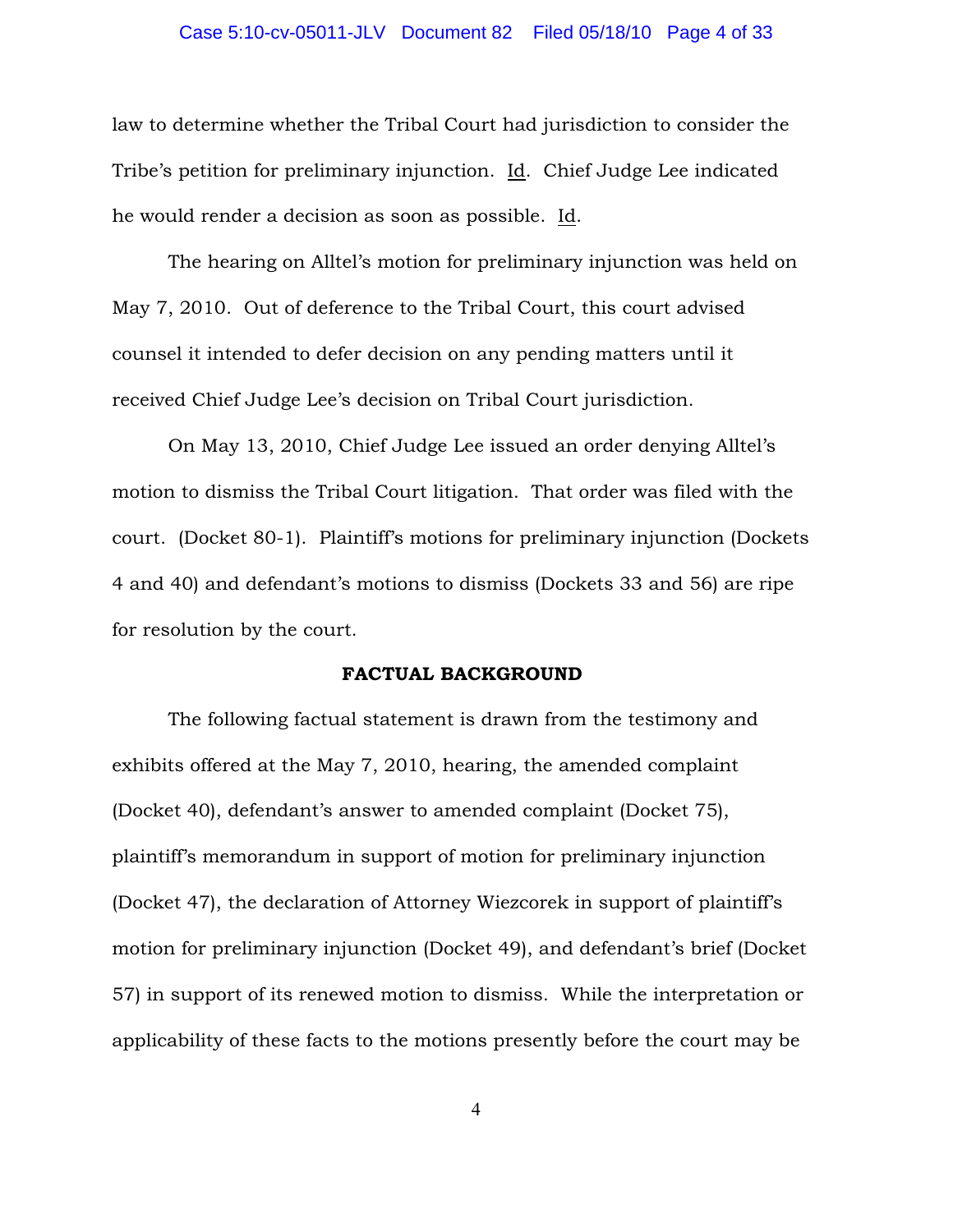law to determine whether the Tribal Court had jurisdiction to consider the Tribe's petition for preliminary injunction. Id. Chief Judge Lee indicated he would render a decision as soon as possible. Id.

The hearing on Alltel's motion for preliminary injunction was held on May 7, 2010. Out of deference to the Tribal Court, this court advised counsel it intended to defer decision on any pending matters until it received Chief Judge Lee's decision on Tribal Court jurisdiction.

On May 13, 2010, Chief Judge Lee issued an order denying Alltel's motion to dismiss the Tribal Court litigation. That order was filed with the court. (Docket 80-1). Plaintiff's motions for preliminary injunction (Dockets 4 and 40) and defendant's motions to dismiss (Dockets 33 and 56) are ripe for resolution by the court.

## FACTUAL BACKGROUND

The following factual statement is drawn from the testimony and exhibits offered at the May 7, 2010, hearing, the amended complaint (Docket 40), defendant's answer to amended complaint (Docket 75), plaintiff's memorandum in support of motion for preliminary injunction (Docket 47), the declaration of Attorney Wiezcorek in support of plaintiff's motion for preliminary injunction (Docket 49), and defendant's brief (Docket 57) in support of its renewed motion to dismiss. While the interpretation or applicability of these facts to the motions presently before the court may be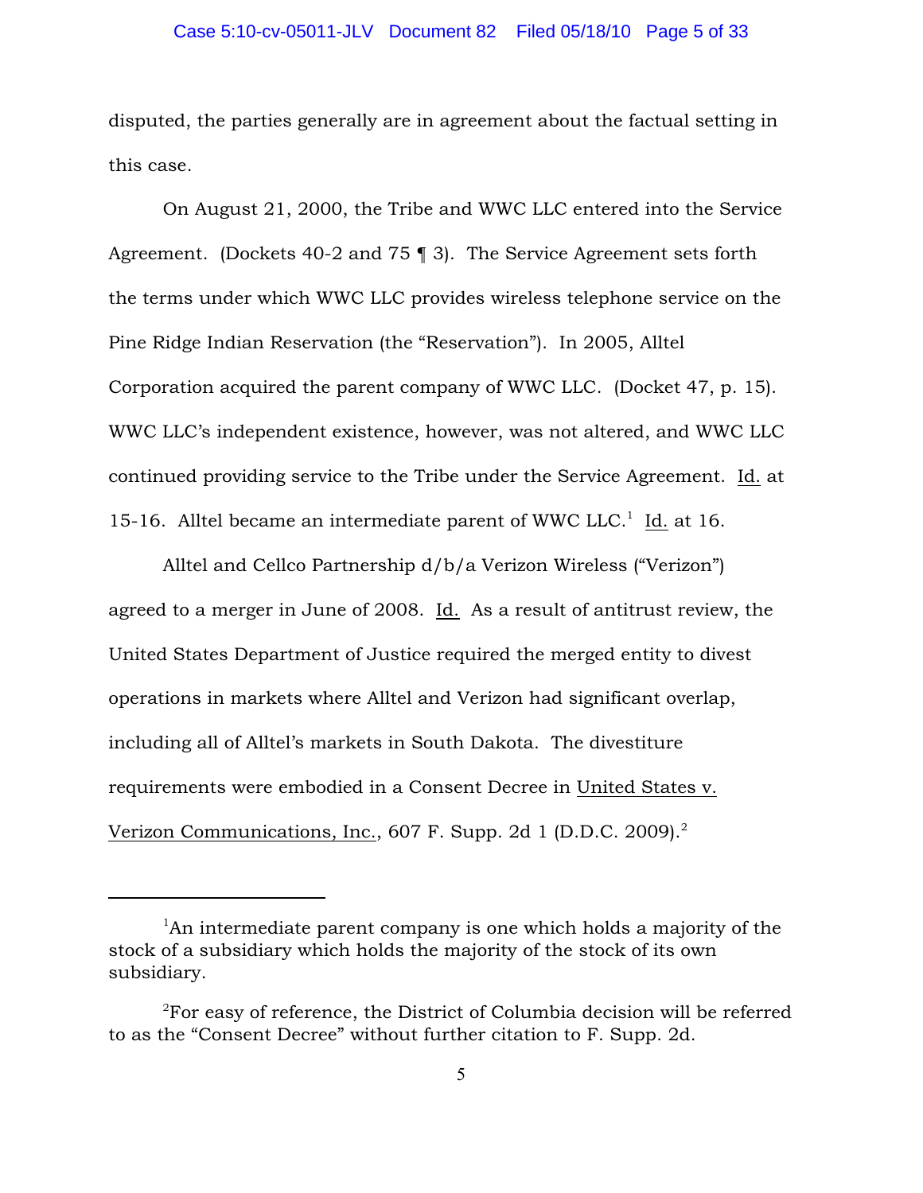disputed, the parties generally are in agreement about the factual setting in this case.

On August 21, 2000, the Tribe and WWC LLC entered into the Service Agreement. (Dockets 40-2 and 75 ¶ 3). The Service Agreement sets forth the terms under which WWC LLC provides wireless telephone service on the Pine Ridge Indian Reservation (the "Reservation"). In 2005, Alltel Corporation acquired the parent company of WWC LLC. (Docket 47, p. 15). WWC LLC's independent existence, however, was not altered, and WWC LLC continued providing service to the Tribe under the Service Agreement. Id. at 15-16. Alltel became an intermediate parent of WWC LLC.[1] Id. at 16.

Alltel and Cellco Partnership d/b/a Verizon Wireless ("Verizon") agreed to a merger in June of 2008. Id. As a result of antitrust review, the United States Department of Justice required the merged entity to divest operations in markets where Alltel and Verizon had significant overlap, including all of Alltel's markets in South Dakota. The divestiture requirements were embodied in a Consent Decree in United States v. Verizon Communications, Inc., 607 F. Supp. 2d 1 (D.D.C. 2009).[2]

---

[1]An intermediate parent company is one which holds a majority of the stock of a subsidiary which holds the majority of the stock of its own subsidiary.

[2]For easy of reference, the District of Columbia decision will be referred to as the "Consent Decree" without further citation to F. Supp. 2d.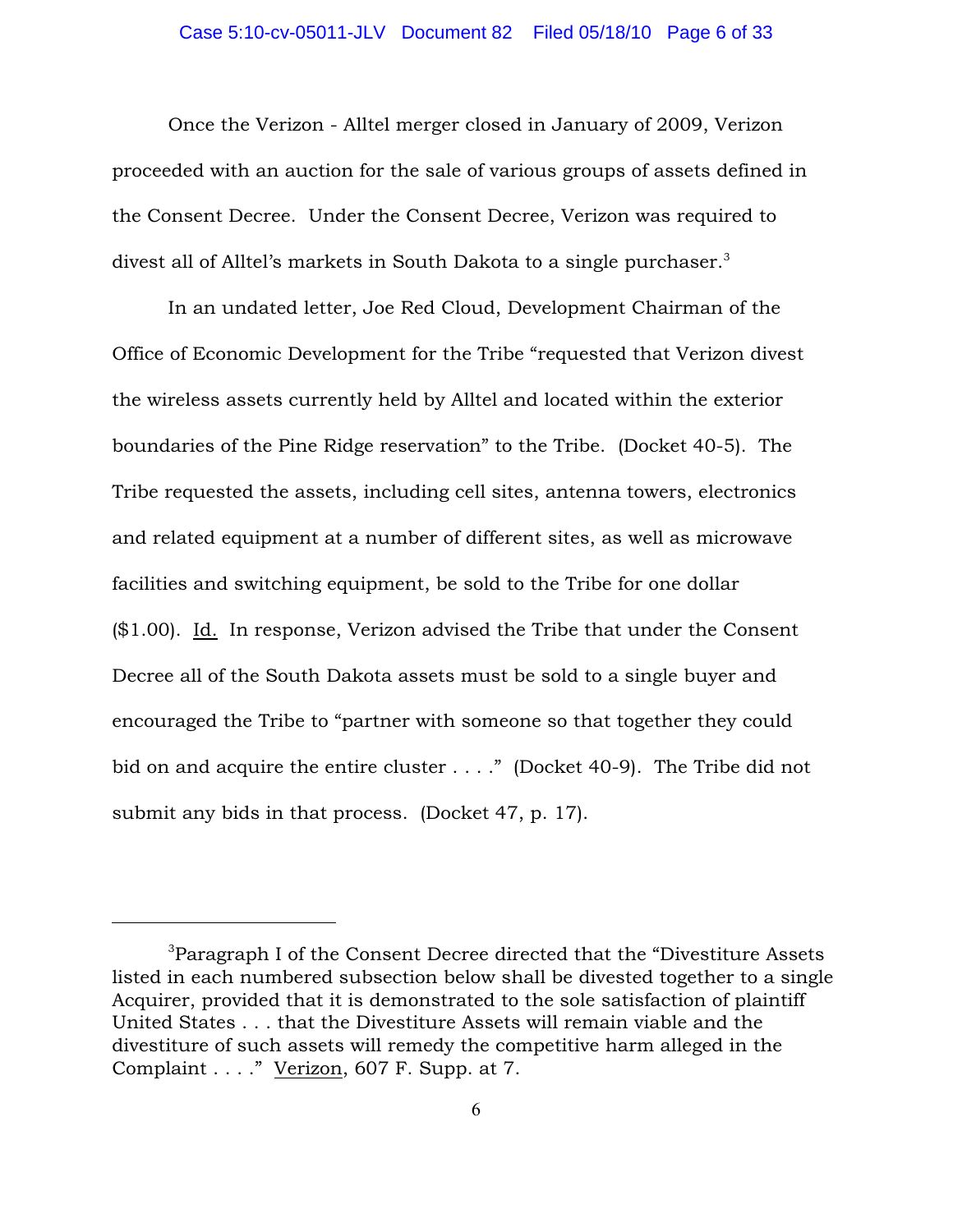Once the Verizon - Alltel merger closed in January of 2009, Verizon proceeded with an auction for the sale of various groups of assets defined in the Consent Decree. Under the Consent Decree, Verizon was required to divest all of Alltel's markets in South Dakota to a single purchaser.[3]

In an undated letter, Joe Red Cloud, Development Chairman of the Office of Economic Development for the Tribe "requested that Verizon divest the wireless assets currently held by Alltel and located within the exterior boundaries of the Pine Ridge reservation" to the Tribe. (Docket 40-5). The Tribe requested the assets, including cell sites, antenna towers, electronics and related equipment at a number of different sites, as well as microwave facilities and switching equipment, be sold to the Tribe for one dollar ($1.00). Id. In response, Verizon advised the Tribe that under the Consent Decree all of the South Dakota assets must be sold to a single buyer and encouraged the Tribe to "partner with someone so that together they could bid on and acquire the entire cluster . . . ." (Docket 40-9). The Tribe did not submit any bids in that process. (Docket 47, p. 17).

---

[3]Paragraph I of the Consent Decree directed that the "Divestiture Assets listed in each numbered subsection below shall be divested together to a single Acquirer, provided that it is demonstrated to the sole satisfaction of plaintiff United States . . . that the Divestiture Assets will remain viable and the divestiture of such assets will remedy the competitive harm alleged in the Complaint . . . ." Verizon, 607 F. Supp. at 7.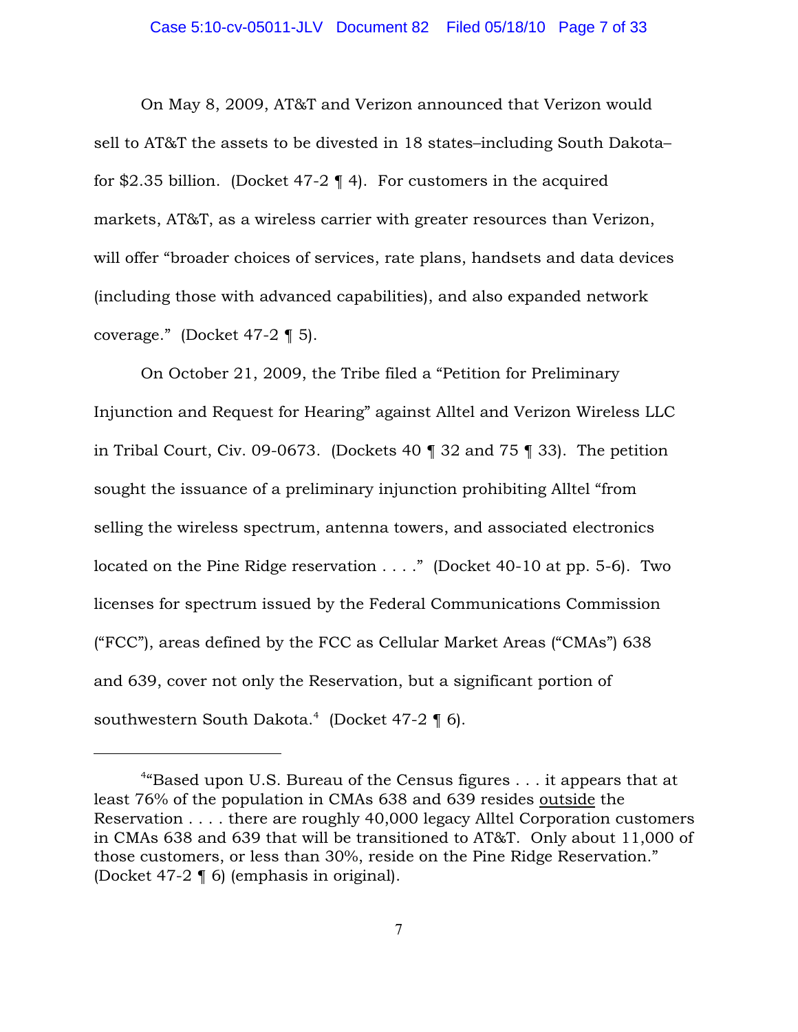On May 8, 2009, AT&T and Verizon announced that Verizon would sell to AT&T the assets to be divested in 18 states–including South Dakota– for $2.35 billion. (Docket 47-2 ¶ 4). For customers in the acquired markets, AT&T, as a wireless carrier with greater resources than Verizon, will offer "broader choices of services, rate plans, handsets and data devices (including those with advanced capabilities), and also expanded network coverage." (Docket 47-2 ¶ 5).

On October 21, 2009, the Tribe filed a "Petition for Preliminary Injunction and Request for Hearing" against Alltel and Verizon Wireless LLC in Tribal Court, Civ. 09-0673. (Dockets 40 ¶ 32 and 75 ¶ 33). The petition sought the issuance of a preliminary injunction prohibiting Alltel "from selling the wireless spectrum, antenna towers, and associated electronics located on the Pine Ridge reservation . . . ." (Docket 40-10 at pp. 5-6). Two licenses for spectrum issued by the Federal Communications Commission ("FCC"), areas defined by the FCC as Cellular Market Areas ("CMAs") 638 and 639, cover not only the Reservation, but a significant portion of southwestern South Dakota.[4] (Docket 47-2 ¶ 6).

---

[4]"Based upon U.S. Bureau of the Census figures . . . it appears that at least 76% of the population in CMAs 638 and 639 resides <u>outside</u> the Reservation . . . . there are roughly 40,000 legacy Alltel Corporation customers in CMAs 638 and 639 that will be transitioned to AT&T. Only about 11,000 of those customers, or less than 30%, reside on the Pine Ridge Reservation." (Docket 47-2 ¶ 6) (emphasis in original).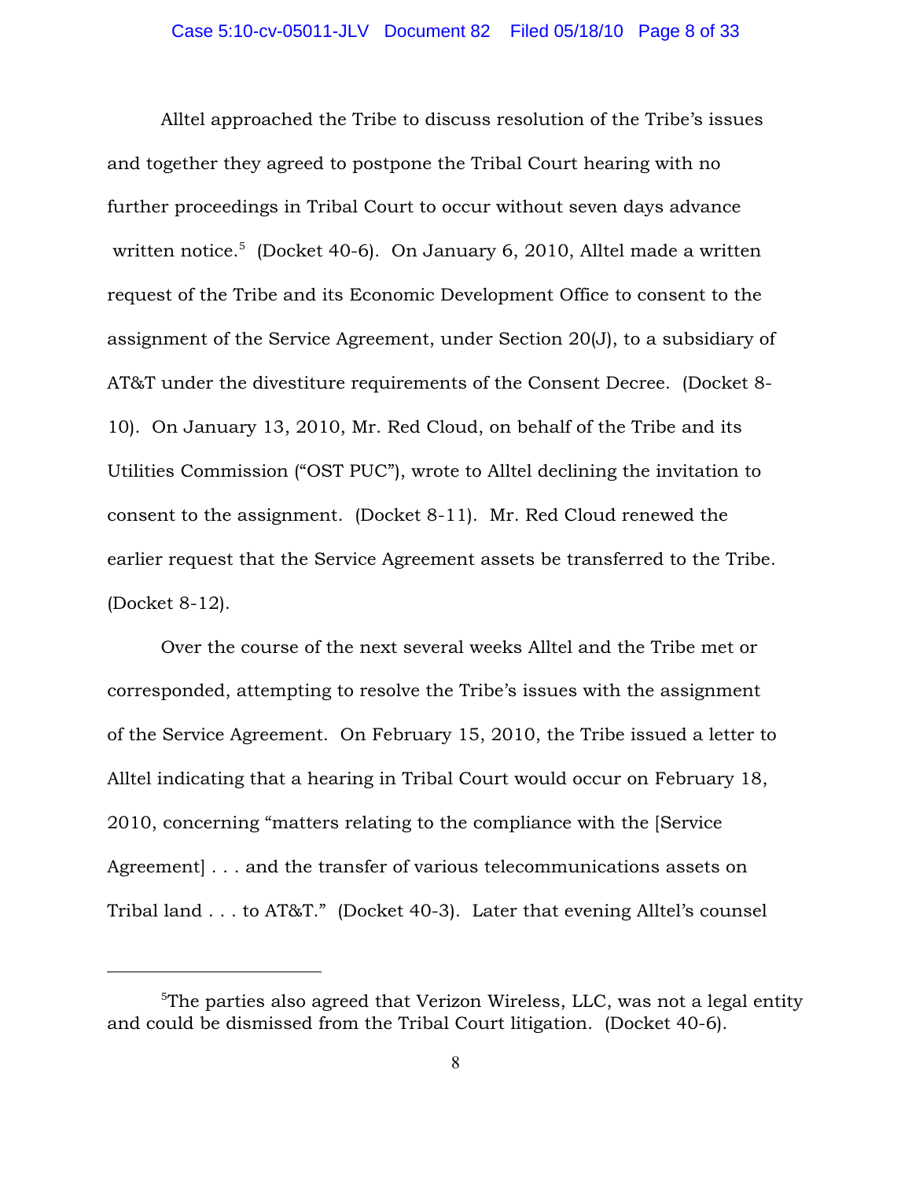Alltel approached the Tribe to discuss resolution of the Tribe's issues and together they agreed to postpone the Tribal Court hearing with no further proceedings in Tribal Court to occur without seven days advance written notice.[5] (Docket 40-6). On January 6, 2010, Alltel made a written request of the Tribe and its Economic Development Office to consent to the assignment of the Service Agreement, under Section 20(J), to a subsidiary of AT&T under the divestiture requirements of the Consent Decree. (Docket 8-10). On January 13, 2010, Mr. Red Cloud, on behalf of the Tribe and its Utilities Commission ("OST PUC"), wrote to Alltel declining the invitation to consent to the assignment. (Docket 8-11). Mr. Red Cloud renewed the earlier request that the Service Agreement assets be transferred to the Tribe. (Docket 8-12).

Over the course of the next several weeks Alltel and the Tribe met or corresponded, attempting to resolve the Tribe's issues with the assignment of the Service Agreement. On February 15, 2010, the Tribe issued a letter to Alltel indicating that a hearing in Tribal Court would occur on February 18, 2010, concerning "matters relating to the compliance with the [Service Agreement] . . . and the transfer of various telecommunications assets on Tribal land . . . to AT&T." (Docket 40-3). Later that evening Alltel's counsel

---

[5]The parties also agreed that Verizon Wireless, LLC, was not a legal entity and could be dismissed from the Tribal Court litigation. (Docket 40-6).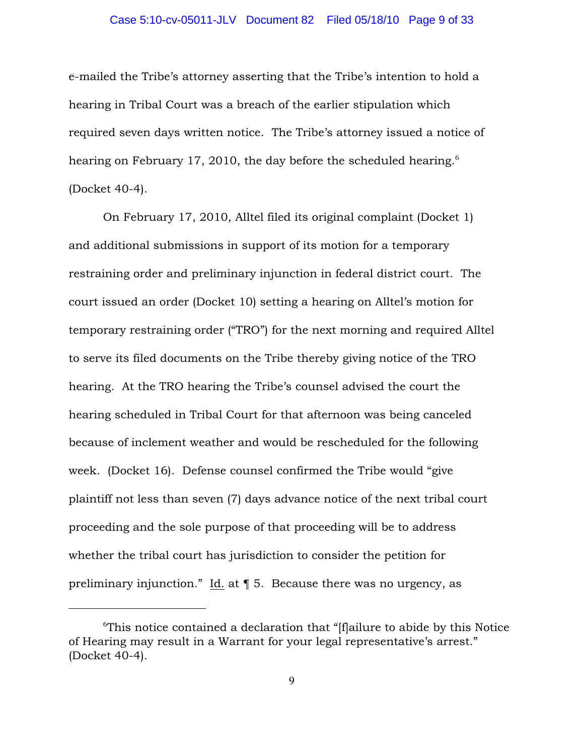e-mailed the Tribe's attorney asserting that the Tribe's intention to hold a hearing in Tribal Court was a breach of the earlier stipulation which required seven days written notice. The Tribe's attorney issued a notice of hearing on February 17, 2010, the day before the scheduled hearing.[6] (Docket 40-4).

On February 17, 2010, Alltel filed its original complaint (Docket 1) and additional submissions in support of its motion for a temporary restraining order and preliminary injunction in federal district court. The court issued an order (Docket 10) setting a hearing on Alltel's motion for temporary restraining order ("TRO") for the next morning and required Alltel to serve its filed documents on the Tribe thereby giving notice of the TRO hearing. At the TRO hearing the Tribe's counsel advised the court the hearing scheduled in Tribal Court for that afternoon was being canceled because of inclement weather and would be rescheduled for the following week. (Docket 16). Defense counsel confirmed the Tribe would "give plaintiff not less than seven (7) days advance notice of the next tribal court proceeding and the sole purpose of that proceeding will be to address whether the tribal court has jurisdiction to consider the petition for preliminary injunction." Id. at ¶ 5. Because there was no urgency, as

---

[6] This notice contained a declaration that "[f]ailure to abide by this Notice of Hearing may result in a Warrant for your legal representative's arrest." (Docket 40-4).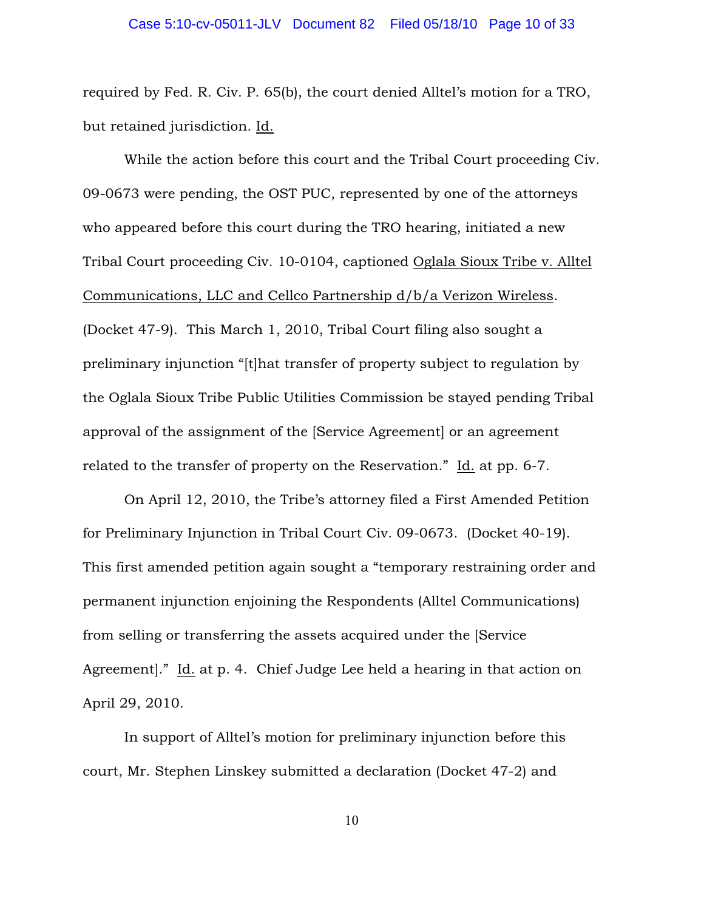required by Fed. R. Civ. P. 65(b), the court denied Alltel's motion for a TRO, but retained jurisdiction. Id.

While the action before this court and the Tribal Court proceeding Civ. 09-0673 were pending, the OST PUC, represented by one of the attorneys who appeared before this court during the TRO hearing, initiated a new Tribal Court proceeding Civ. 10-0104, captioned Oglala Sioux Tribe v. Alltel Communications, LLC and Cellco Partnership d/b/a Verizon Wireless. (Docket 47-9). This March 1, 2010, Tribal Court filing also sought a preliminary injunction "[t]hat transfer of property subject to regulation by the Oglala Sioux Tribe Public Utilities Commission be stayed pending Tribal approval of the assignment of the [Service Agreement] or an agreement related to the transfer of property on the Reservation." Id. at pp. 6-7.

On April 12, 2010, the Tribe's attorney filed a First Amended Petition for Preliminary Injunction in Tribal Court Civ. 09-0673. (Docket 40-19). This first amended petition again sought a "temporary restraining order and permanent injunction enjoining the Respondents (Alltel Communications) from selling or transferring the assets acquired under the [Service Agreement]." Id. at p. 4. Chief Judge Lee held a hearing in that action on April 29, 2010.

In support of Alltel's motion for preliminary injunction before this court, Mr. Stephen Linskey submitted a declaration (Docket 47-2) and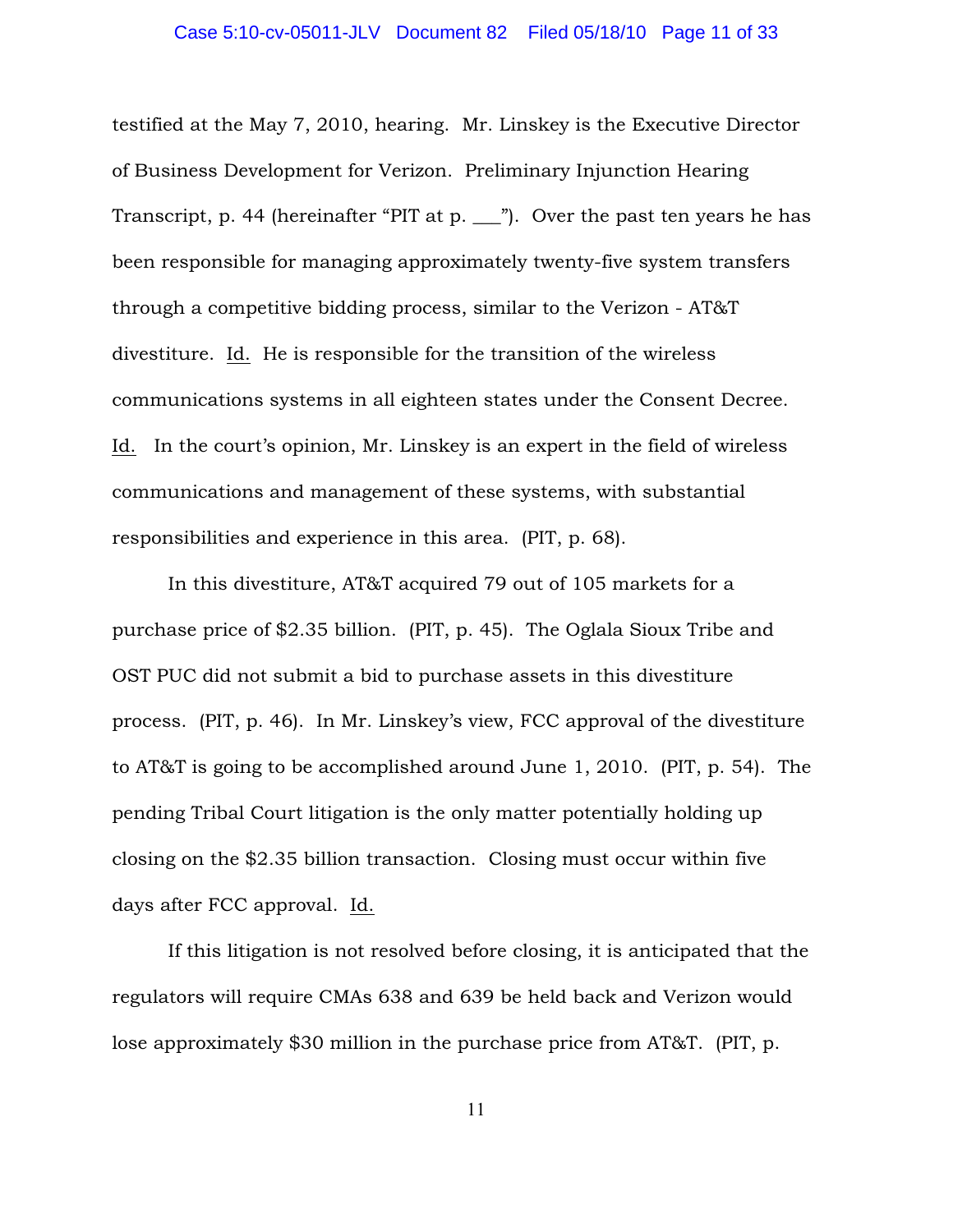testified at the May 7, 2010, hearing. Mr. Linskey is the Executive Director of Business Development for Verizon. Preliminary Injunction Hearing Transcript, p. 44 (hereinafter "PIT at p. ___"). Over the past ten years he has been responsible for managing approximately twenty-five system transfers through a competitive bidding process, similar to the Verizon - AT&T divestiture. Id. He is responsible for the transition of the wireless communications systems in all eighteen states under the Consent Decree. Id. In the court's opinion, Mr. Linskey is an expert in the field of wireless communications and management of these systems, with substantial responsibilities and experience in this area. (PIT, p. 68).

In this divestiture, AT&T acquired 79 out of 105 markets for a purchase price of $2.35 billion. (PIT, p. 45). The Oglala Sioux Tribe and OST PUC did not submit a bid to purchase assets in this divestiture process. (PIT, p. 46). In Mr. Linskey's view, FCC approval of the divestiture to AT&T is going to be accomplished around June 1, 2010. (PIT, p. 54). The pending Tribal Court litigation is the only matter potentially holding up closing on the $2.35 billion transaction. Closing must occur within five days after FCC approval. Id.

If this litigation is not resolved before closing, it is anticipated that the regulators will require CMAs 638 and 639 be held back and Verizon would lose approximately $30 million in the purchase price from AT&T. (PIT, p.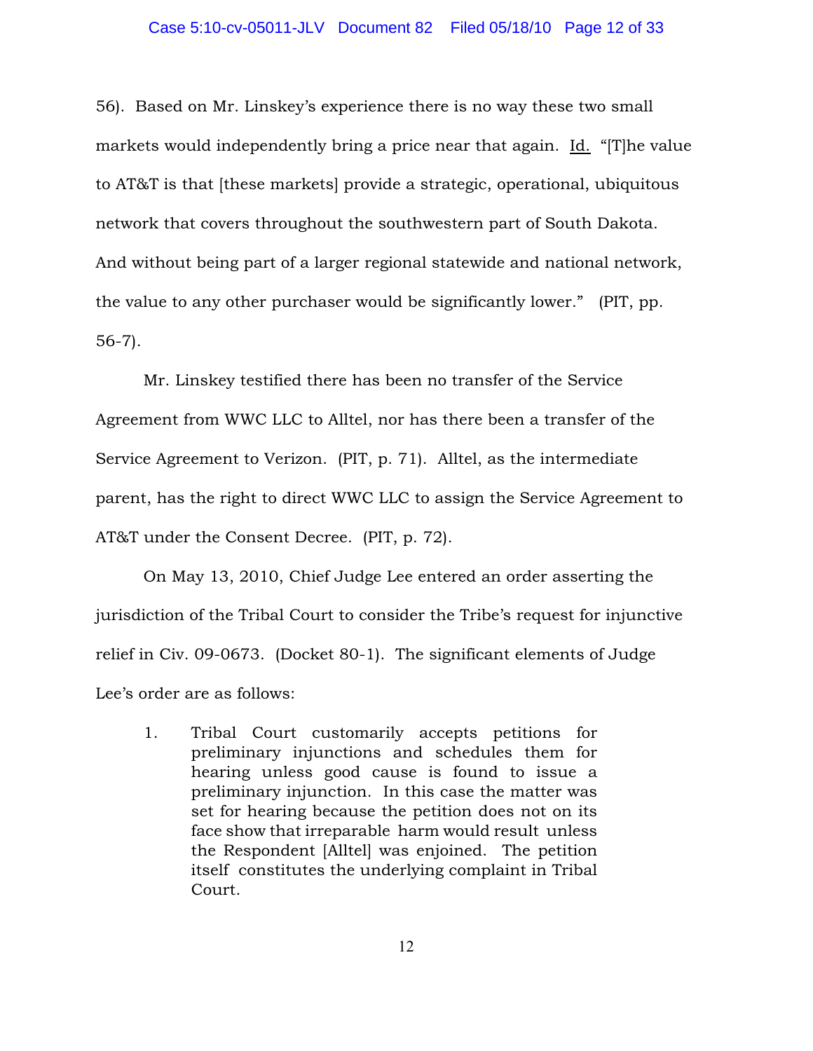56). Based on Mr. Linskey's experience there is no way these two small markets would independently bring a price near that again. Id. "[T]he value to AT&T is that [these markets] provide a strategic, operational, ubiquitous network that covers throughout the southwestern part of South Dakota. And without being part of a larger regional statewide and national network, the value to any other purchaser would be significantly lower." (PIT, pp. 56-7).

Mr. Linskey testified there has been no transfer of the Service Agreement from WWC LLC to Alltel, nor has there been a transfer of the Service Agreement to Verizon. (PIT, p. 71). Alltel, as the intermediate parent, has the right to direct WWC LLC to assign the Service Agreement to AT&T under the Consent Decree. (PIT, p. 72).

On May 13, 2010, Chief Judge Lee entered an order asserting the jurisdiction of the Tribal Court to consider the Tribe's request for injunctive relief in Civ. 09-0673. (Docket 80-1). The significant elements of Judge Lee's order are as follows:

> 1. Tribal Court customarily accepts petitions for preliminary injunctions and schedules them for hearing unless good cause is found to issue a preliminary injunction. In this case the matter was set for hearing because the petition does not on its face show that irreparable harm would result unless the Respondent [Alltel] was enjoined. The petition itself constitutes the underlying complaint in Tribal Court.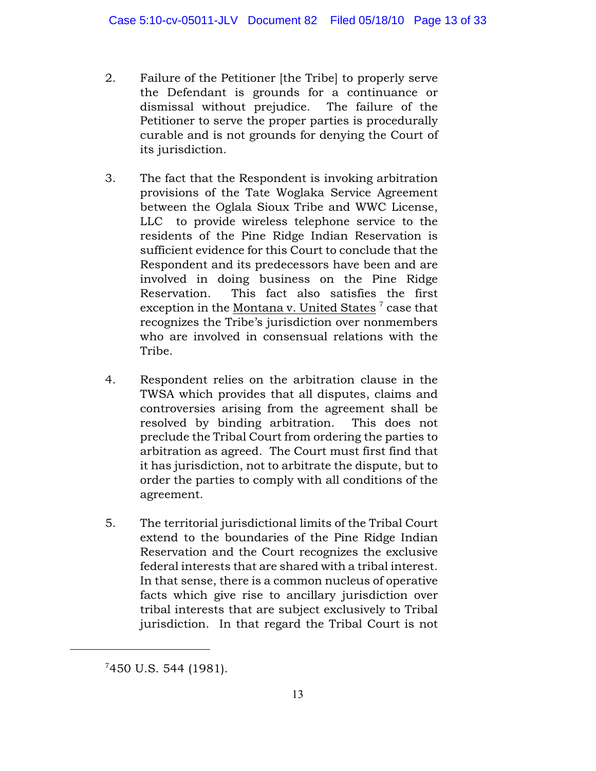2. Failure of the Petitioner [the Tribe] to properly serve the Defendant is grounds for a continuance or dismissal without prejudice. The failure of the Petitioner to serve the proper parties is procedurally curable and is not grounds for denying the Court of its jurisdiction.

3. The fact that the Respondent is invoking arbitration provisions of the Tate Woglaka Service Agreement between the Oglala Sioux Tribe and WWC License, LLC to provide wireless telephone service to the residents of the Pine Ridge Indian Reservation is sufficient evidence for this Court to conclude that the Respondent and its predecessors have been and are involved in doing business on the Pine Ridge Reservation. This fact also satisfies the first exception in the Montana v. United States [7] case that recognizes the Tribe's jurisdiction over nonmembers who are involved in consensual relations with the Tribe.

4. Respondent relies on the arbitration clause in the TWSA which provides that all disputes, claims and controversies arising from the agreement shall be resolved by binding arbitration. This does not preclude the Tribal Court from ordering the parties to arbitration as agreed. The Court must first find that it has jurisdiction, not to arbitrate the dispute, but to order the parties to comply with all conditions of the agreement.

5. The territorial jurisdictional limits of the Tribal Court extend to the boundaries of the Pine Ridge Indian Reservation and the Court recognizes the exclusive federal interests that are shared with a tribal interest. In that sense, there is a common nucleus of operative facts which give rise to ancillary jurisdiction over tribal interests that are subject exclusively to Tribal jurisdiction. In that regard the Tribal Court is not

---

[7] 450 U.S. 544 (1981).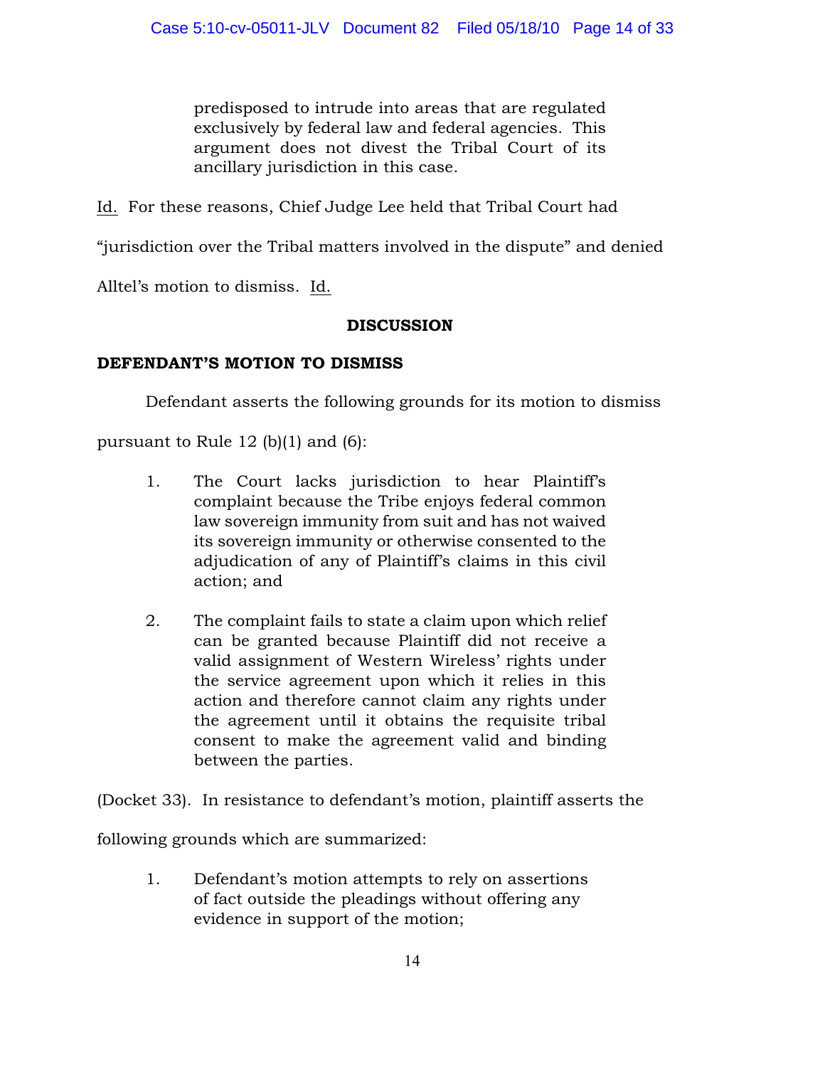> predisposed to intrude into areas that are regulated exclusively by federal law and federal agencies. This argument does not divest the Tribal Court of its ancillary jurisdiction in this case.

Id. For these reasons, Chief Judge Lee held that Tribal Court had "jurisdiction over the Tribal matters involved in the dispute" and denied Alltel's motion to dismiss. Id.

## DISCUSSION

### DEFENDANT'S MOTION TO DISMISS

Defendant asserts the following grounds for its motion to dismiss pursuant to Rule 12 (b)(1) and (6):

> 1. The Court lacks jurisdiction to hear Plaintiff's complaint because the Tribe enjoys federal common law sovereign immunity from suit and has not waived its sovereign immunity or otherwise consented to the adjudication of any of Plaintiff's claims in this civil action; and
>
> 2. The complaint fails to state a claim upon which relief can be granted because Plaintiff did not receive a valid assignment of Western Wireless' rights under the service agreement upon which it relies in this action and therefore cannot claim any rights under the agreement until it obtains the requisite tribal consent to make the agreement valid and binding between the parties.

(Docket 33). In resistance to defendant's motion, plaintiff asserts the following grounds which are summarized:

> 1. Defendant's motion attempts to rely on assertions of fact outside the pleadings without offering any evidence in support of the motion;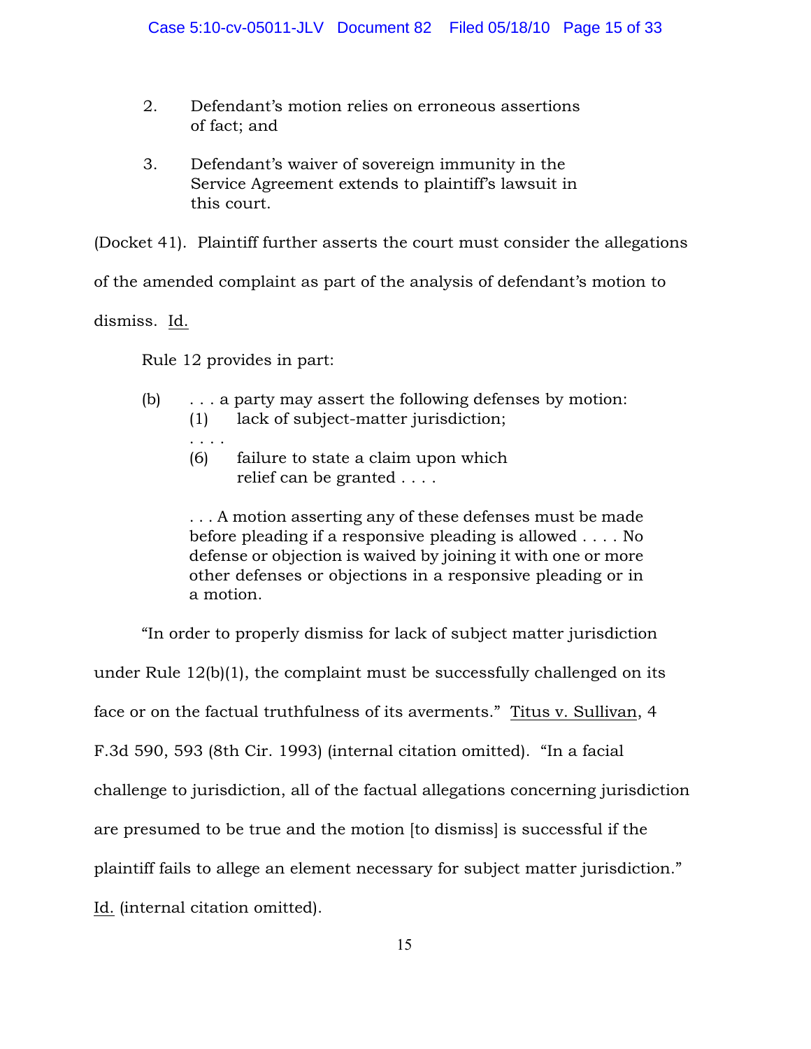2. Defendant's motion relies on erroneous assertions of fact; and

3. Defendant's waiver of sovereign immunity in the Service Agreement extends to plaintiff's lawsuit in this court.

(Docket 41). Plaintiff further asserts the court must consider the allegations of the amended complaint as part of the analysis of defendant's motion to dismiss. Id.

Rule 12 provides in part:

> (b) . . . a party may assert the following defenses by motion:
> (1) lack of subject-matter jurisdiction;
> . . . .
> (6) failure to state a claim upon which relief can be granted . . . .
>
> . . . A motion asserting any of these defenses must be made before pleading if a responsive pleading is allowed . . . . No defense or objection is waived by joining it with one or more other defenses or objections in a responsive pleading or in a motion.

"In order to properly dismiss for lack of subject matter jurisdiction under Rule 12(b)(1), the complaint must be successfully challenged on its face or on the factual truthfulness of its averments." Titus v. Sullivan, 4 F.3d 590, 593 (8th Cir. 1993) (internal citation omitted). "In a facial challenge to jurisdiction, all of the factual allegations concerning jurisdiction are presumed to be true and the motion [to dismiss] is successful if the plaintiff fails to allege an element necessary for subject matter jurisdiction." Id. (internal citation omitted).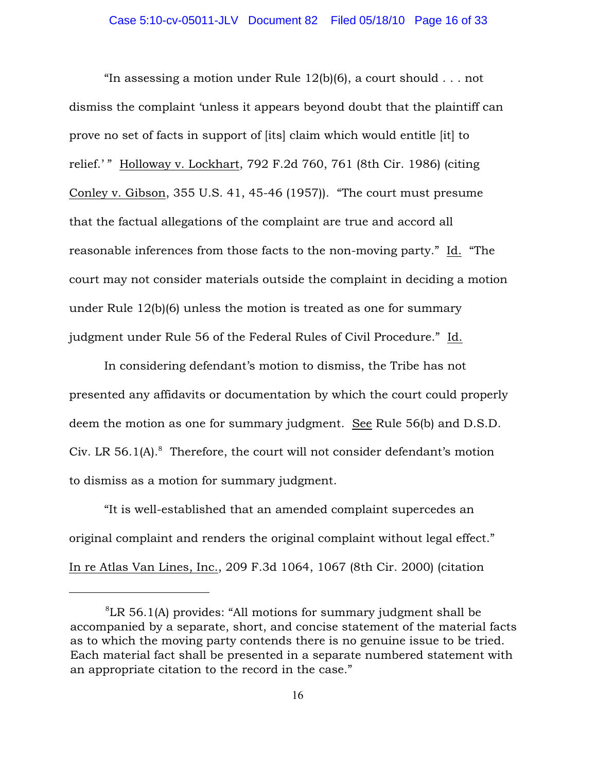"In assessing a motion under Rule 12(b)(6), a court should . . . not dismiss the complaint 'unless it appears beyond doubt that the plaintiff can prove no set of facts in support of [its] claim which would entitle [it] to relief.' " Holloway v. Lockhart, 792 F.2d 760, 761 (8th Cir. 1986) (citing Conley v. Gibson, 355 U.S. 41, 45-46 (1957)). "The court must presume that the factual allegations of the complaint are true and accord all reasonable inferences from those facts to the non-moving party." Id. "The court may not consider materials outside the complaint in deciding a motion under Rule 12(b)(6) unless the motion is treated as one for summary judgment under Rule 56 of the Federal Rules of Civil Procedure." Id.

In considering defendant's motion to dismiss, the Tribe has not presented any affidavits or documentation by which the court could properly deem the motion as one for summary judgment. See Rule 56(b) and D.S.D. Civ. LR 56.1(A).[8] Therefore, the court will not consider defendant's motion to dismiss as a motion for summary judgment.

"It is well-established that an amended complaint supercedes an original complaint and renders the original complaint without legal effect." In re Atlas Van Lines, Inc., 209 F.3d 1064, 1067 (8th Cir. 2000) (citation

[8]LR 56.1(A) provides: "All motions for summary judgment shall be accompanied by a separate, short, and concise statement of the material facts as to which the moving party contends there is no genuine issue to be tried. Each material fact shall be presented in a separate numbered statement with an appropriate citation to the record in the case."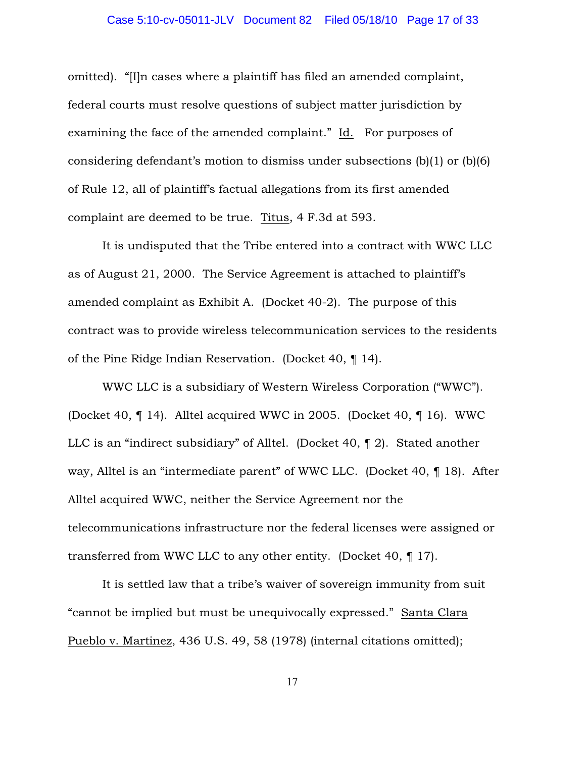omitted). "[I]n cases where a plaintiff has filed an amended complaint, federal courts must resolve questions of subject matter jurisdiction by examining the face of the amended complaint." Id. For purposes of considering defendant's motion to dismiss under subsections (b)(1) or (b)(6) of Rule 12, all of plaintiff's factual allegations from its first amended complaint are deemed to be true. Titus, 4 F.3d at 593.

It is undisputed that the Tribe entered into a contract with WWC LLC as of August 21, 2000. The Service Agreement is attached to plaintiff's amended complaint as Exhibit A. (Docket 40-2). The purpose of this contract was to provide wireless telecommunication services to the residents of the Pine Ridge Indian Reservation. (Docket 40, ¶ 14).

WWC LLC is a subsidiary of Western Wireless Corporation ("WWC"). (Docket 40, ¶ 14). Alltel acquired WWC in 2005. (Docket 40, ¶ 16). WWC LLC is an "indirect subsidiary" of Alltel. (Docket 40, ¶ 2). Stated another way, Alltel is an "intermediate parent" of WWC LLC. (Docket 40, ¶ 18). After Alltel acquired WWC, neither the Service Agreement nor the telecommunications infrastructure nor the federal licenses were assigned or transferred from WWC LLC to any other entity. (Docket 40, ¶ 17).

It is settled law that a tribe's waiver of sovereign immunity from suit "cannot be implied but must be unequivocally expressed." Santa Clara Pueblo v. Martinez, 436 U.S. 49, 58 (1978) (internal citations omitted);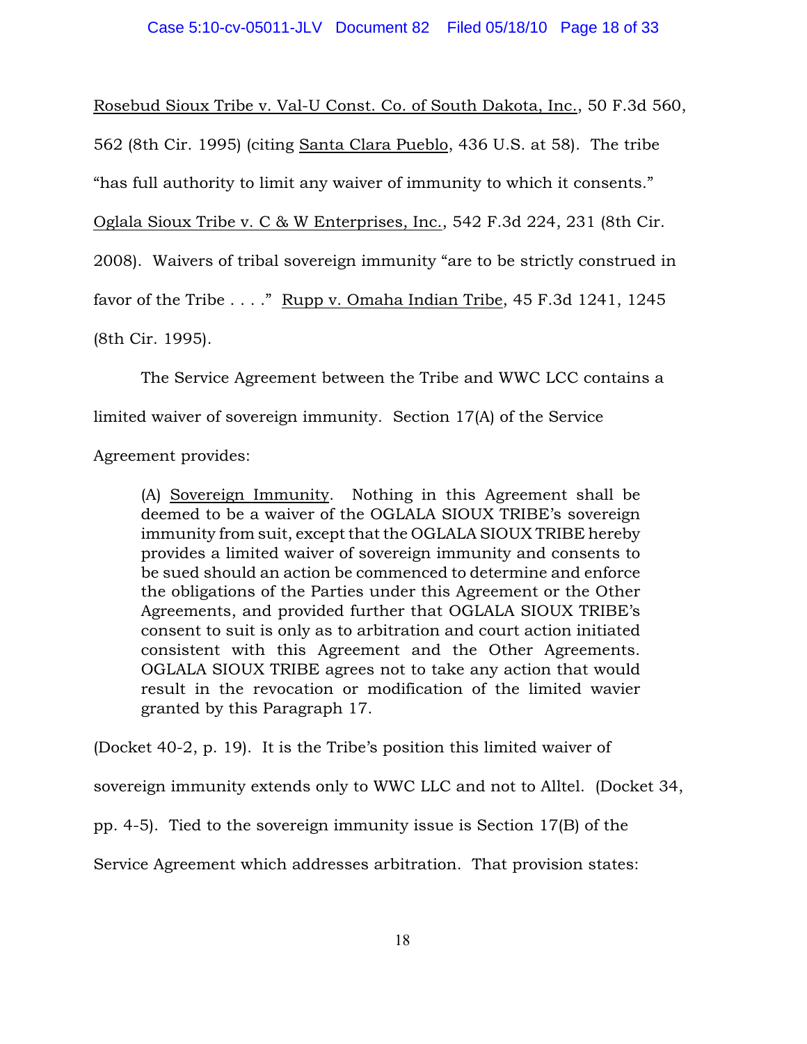Rosebud Sioux Tribe v. Val-U Const. Co. of South Dakota, Inc., 50 F.3d 560, 562 (8th Cir. 1995) (citing Santa Clara Pueblo, 436 U.S. at 58). The tribe "has full authority to limit any waiver of immunity to which it consents." Oglala Sioux Tribe v. C & W Enterprises, Inc., 542 F.3d 224, 231 (8th Cir. 2008). Waivers of tribal sovereign immunity "are to be strictly construed in favor of the Tribe . . . ." Rupp v. Omaha Indian Tribe, 45 F.3d 1241, 1245 (8th Cir. 1995).

The Service Agreement between the Tribe and WWC LCC contains a limited waiver of sovereign immunity. Section 17(A) of the Service Agreement provides:

> (A) Sovereign Immunity. Nothing in this Agreement shall be deemed to be a waiver of the OGLALA SIOUX TRIBE's sovereign immunity from suit, except that the OGLALA SIOUX TRIBE hereby provides a limited waiver of sovereign immunity and consents to be sued should an action be commenced to determine and enforce the obligations of the Parties under this Agreement or the Other Agreements, and provided further that OGLALA SIOUX TRIBE's consent to suit is only as to arbitration and court action initiated consistent with this Agreement and the Other Agreements. OGLALA SIOUX TRIBE agrees not to take any action that would result in the revocation or modification of the limited wavier granted by this Paragraph 17.

(Docket 40-2, p. 19). It is the Tribe's position this limited waiver of sovereign immunity extends only to WWC LLC and not to Alltel. (Docket 34, pp. 4-5). Tied to the sovereign immunity issue is Section 17(B) of the Service Agreement which addresses arbitration. That provision states: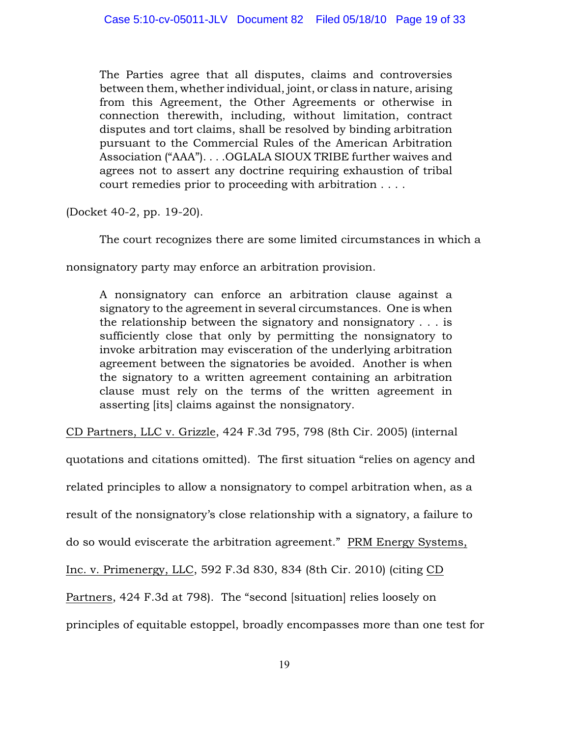> The Parties agree that all disputes, claims and controversies between them, whether individual, joint, or class in nature, arising from this Agreement, the Other Agreements or otherwise in connection therewith, including, without limitation, contract disputes and tort claims, shall be resolved by binding arbitration pursuant to the Commercial Rules of the American Arbitration Association ("AAA"). . . .OGLALA SIOUX TRIBE further waives and agrees not to assert any doctrine requiring exhaustion of tribal court remedies prior to proceeding with arbitration . . . .

(Docket 40-2, pp. 19-20).

The court recognizes there are some limited circumstances in which a nonsignatory party may enforce an arbitration provision.

> A nonsignatory can enforce an arbitration clause against a signatory to the agreement in several circumstances. One is when the relationship between the signatory and nonsignatory . . . is sufficiently close that only by permitting the nonsignatory to invoke arbitration may evisceration of the underlying arbitration agreement between the signatories be avoided. Another is when the signatory to a written agreement containing an arbitration clause must rely on the terms of the written agreement in asserting [its] claims against the nonsignatory.

CD Partners, LLC v. Grizzle, 424 F.3d 795, 798 (8th Cir. 2005) (internal quotations and citations omitted). The first situation "relies on agency and related principles to allow a nonsignatory to compel arbitration when, as a result of the nonsignatory's close relationship with a signatory, a failure to do so would eviscerate the arbitration agreement." PRM Energy Systems, Inc. v. Primenergy, LLC, 592 F.3d 830, 834 (8th Cir. 2010) (citing CD Partners, 424 F.3d at 798). The "second [situation] relies loosely on principles of equitable estoppel, broadly encompasses more than one test for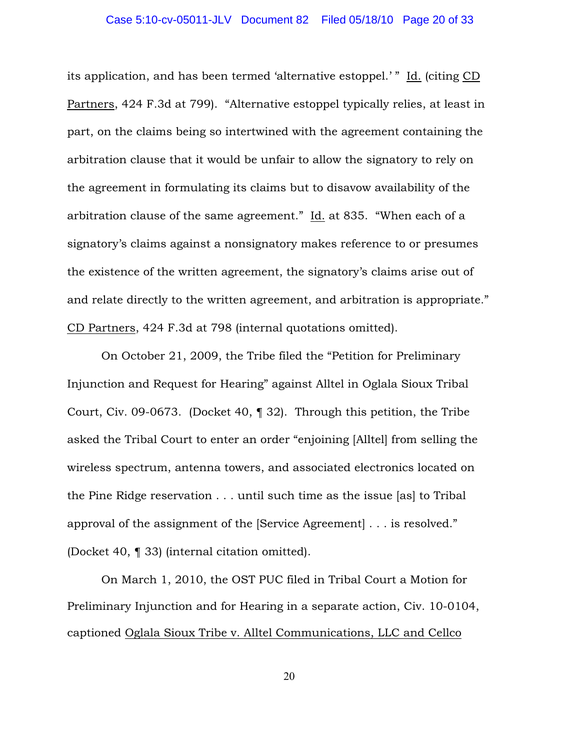its application, and has been termed 'alternative estoppel.' " Id. (citing CD Partners, 424 F.3d at 799). "Alternative estoppel typically relies, at least in part, on the claims being so intertwined with the agreement containing the arbitration clause that it would be unfair to allow the signatory to rely on the agreement in formulating its claims but to disavow availability of the arbitration clause of the same agreement." Id. at 835. "When each of a signatory's claims against a nonsignatory makes reference to or presumes the existence of the written agreement, the signatory's claims arise out of and relate directly to the written agreement, and arbitration is appropriate." CD Partners, 424 F.3d at 798 (internal quotations omitted).

On October 21, 2009, the Tribe filed the "Petition for Preliminary Injunction and Request for Hearing" against Alltel in Oglala Sioux Tribal Court, Civ. 09-0673. (Docket 40, ¶ 32). Through this petition, the Tribe asked the Tribal Court to enter an order "enjoining [Alltel] from selling the wireless spectrum, antenna towers, and associated electronics located on the Pine Ridge reservation . . . until such time as the issue [as] to Tribal approval of the assignment of the [Service Agreement] . . . is resolved." (Docket 40, ¶ 33) (internal citation omitted).

On March 1, 2010, the OST PUC filed in Tribal Court a Motion for Preliminary Injunction and for Hearing in a separate action, Civ. 10-0104, captioned Oglala Sioux Tribe v. Alltel Communications, LLC and Cellco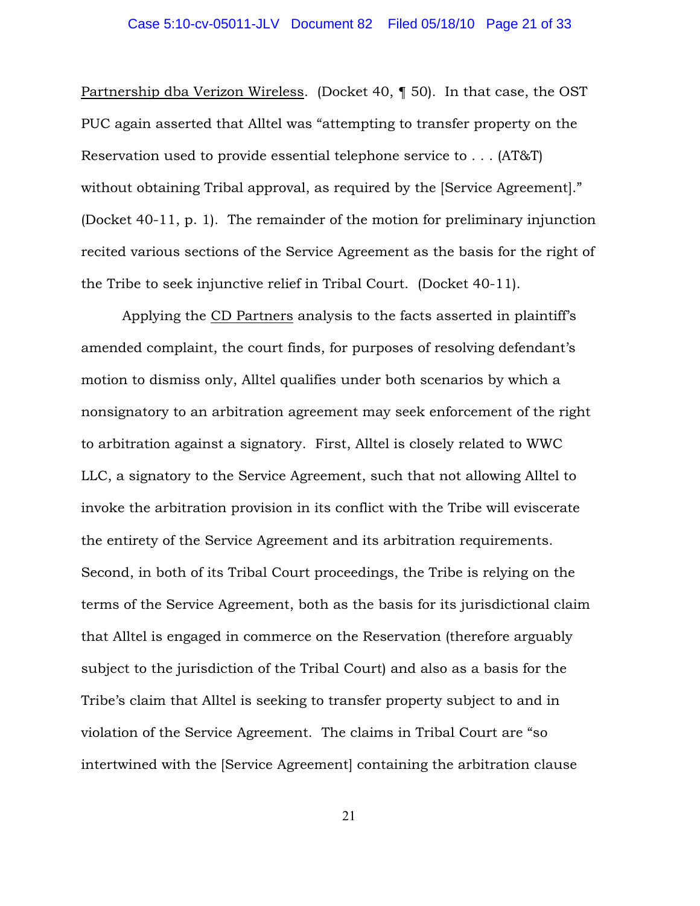Partnership dba Verizon Wireless. (Docket 40, ¶ 50). In that case, the OST PUC again asserted that Alltel was "attempting to transfer property on the Reservation used to provide essential telephone service to . . . (AT&T) without obtaining Tribal approval, as required by the [Service Agreement]." (Docket 40-11, p. 1). The remainder of the motion for preliminary injunction recited various sections of the Service Agreement as the basis for the right of the Tribe to seek injunctive relief in Tribal Court. (Docket 40-11).

Applying the CD Partners analysis to the facts asserted in plaintiff's amended complaint, the court finds, for purposes of resolving defendant's motion to dismiss only, Alltel qualifies under both scenarios by which a nonsignatory to an arbitration agreement may seek enforcement of the right to arbitration against a signatory. First, Alltel is closely related to WWC LLC, a signatory to the Service Agreement, such that not allowing Alltel to invoke the arbitration provision in its conflict with the Tribe will eviscerate the entirety of the Service Agreement and its arbitration requirements. Second, in both of its Tribal Court proceedings, the Tribe is relying on the terms of the Service Agreement, both as the basis for its jurisdictional claim that Alltel is engaged in commerce on the Reservation (therefore arguably subject to the jurisdiction of the Tribal Court) and also as a basis for the Tribe's claim that Alltel is seeking to transfer property subject to and in violation of the Service Agreement. The claims in Tribal Court are "so intertwined with the [Service Agreement] containing the arbitration clause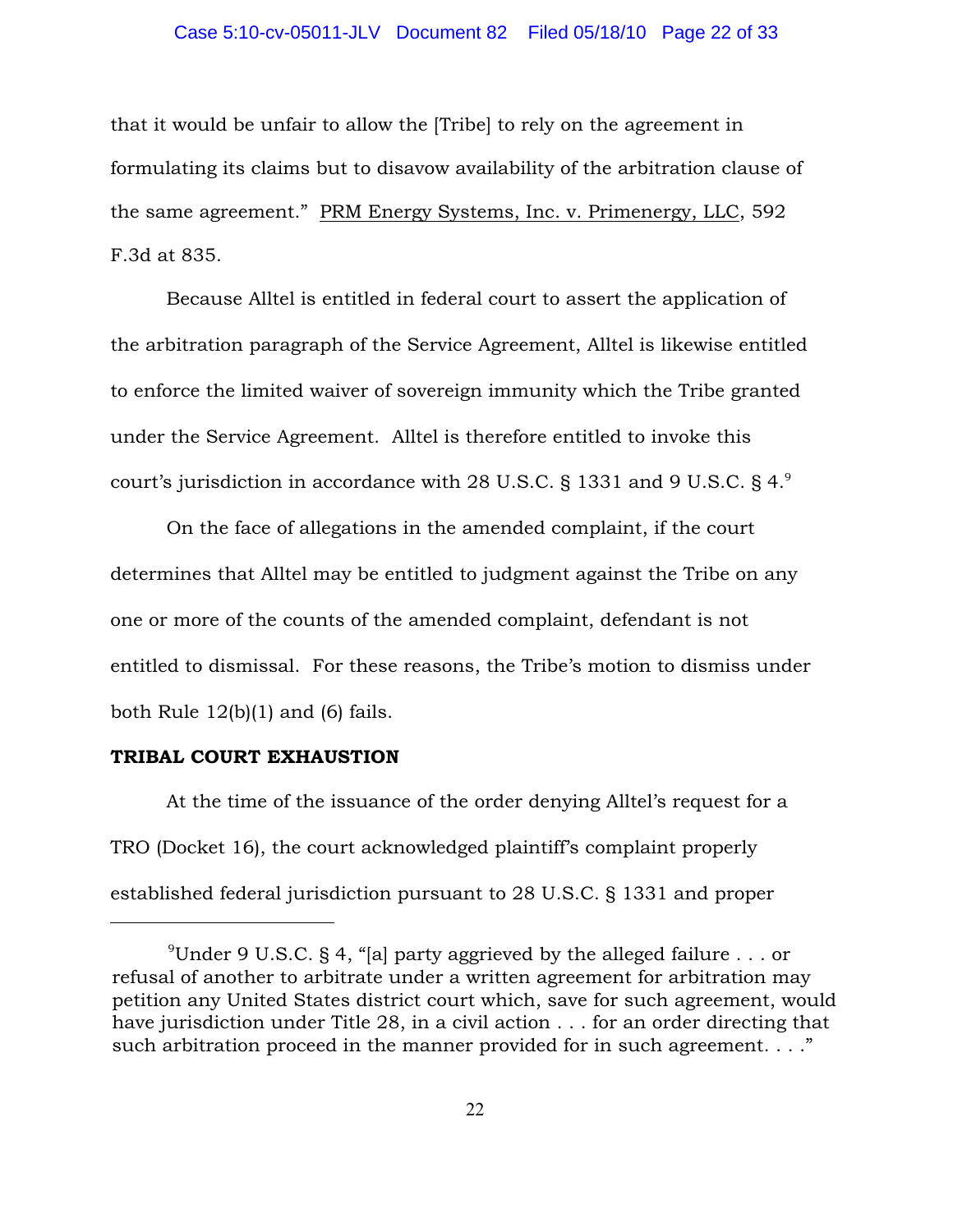that it would be unfair to allow the [Tribe] to rely on the agreement in formulating its claims but to disavow availability of the arbitration clause of the same agreement." PRM Energy Systems, Inc. v. Primenergy, LLC, 592 F.3d at 835.

Because Alltel is entitled in federal court to assert the application of the arbitration paragraph of the Service Agreement, Alltel is likewise entitled to enforce the limited waiver of sovereign immunity which the Tribe granted under the Service Agreement. Alltel is therefore entitled to invoke this court's jurisdiction in accordance with 28 U.S.C. § 1331 and 9 U.S.C. § 4.[9]

On the face of allegations in the amended complaint, if the court determines that Alltel may be entitled to judgment against the Tribe on any one or more of the counts of the amended complaint, defendant is not entitled to dismissal. For these reasons, the Tribe's motion to dismiss under both Rule 12(b)(1) and (6) fails.

**TRIBAL COURT EXHAUSTION**

At the time of the issuance of the order denying Alltel's request for a TRO (Docket 16), the court acknowledged plaintiff's complaint properly established federal jurisdiction pursuant to 28 U.S.C. § 1331 and proper

---

[9]Under 9 U.S.C. § 4, "[a] party aggrieved by the alleged failure . . . or refusal of another to arbitrate under a written agreement for arbitration may petition any United States district court which, save for such agreement, would have jurisdiction under Title 28, in a civil action . . . for an order directing that such arbitration proceed in the manner provided for in such agreement. . . ."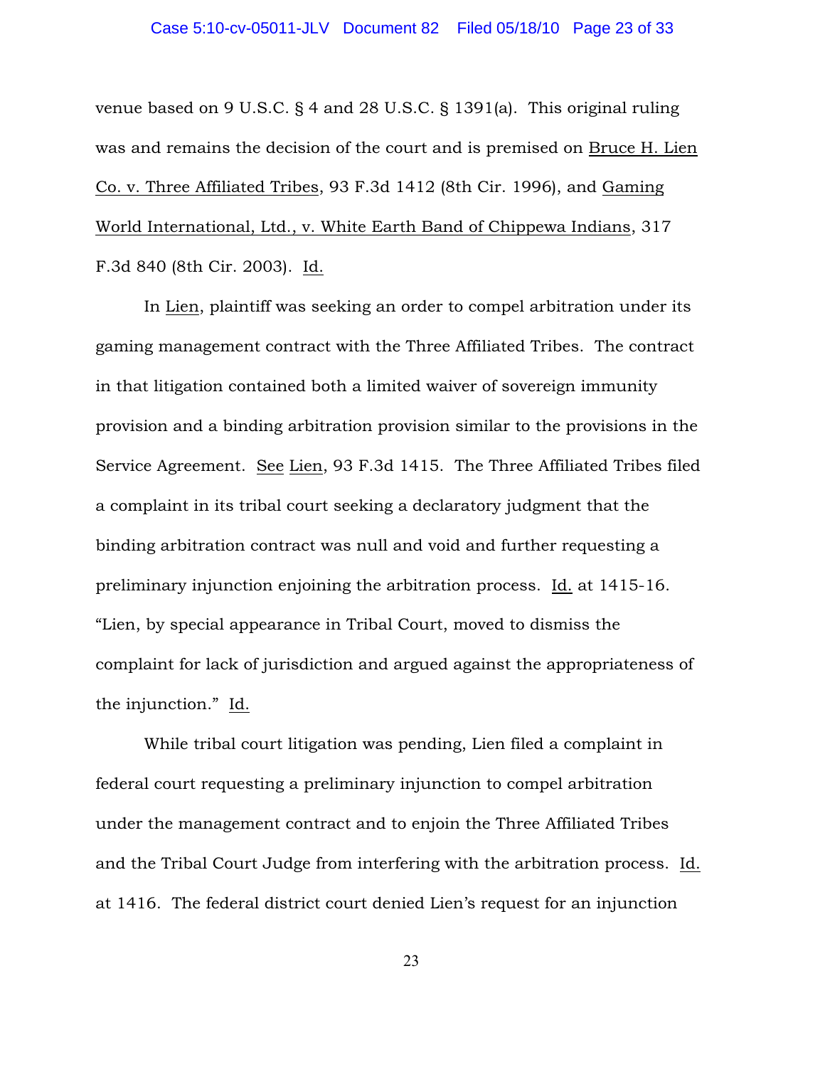venue based on 9 U.S.C. § 4 and 28 U.S.C. § 1391(a). This original ruling was and remains the decision of the court and is premised on Bruce H. Lien Co. v. Three Affiliated Tribes, 93 F.3d 1412 (8th Cir. 1996), and Gaming World International, Ltd., v. White Earth Band of Chippewa Indians, 317 F.3d 840 (8th Cir. 2003). Id.

In Lien, plaintiff was seeking an order to compel arbitration under its gaming management contract with the Three Affiliated Tribes. The contract in that litigation contained both a limited waiver of sovereign immunity provision and a binding arbitration provision similar to the provisions in the Service Agreement. See Lien, 93 F.3d 1415. The Three Affiliated Tribes filed a complaint in its tribal court seeking a declaratory judgment that the binding arbitration contract was null and void and further requesting a preliminary injunction enjoining the arbitration process. Id. at 1415-16. "Lien, by special appearance in Tribal Court, moved to dismiss the complaint for lack of jurisdiction and argued against the appropriateness of the injunction." Id.

While tribal court litigation was pending, Lien filed a complaint in federal court requesting a preliminary injunction to compel arbitration under the management contract and to enjoin the Three Affiliated Tribes and the Tribal Court Judge from interfering with the arbitration process. Id. at 1416. The federal district court denied Lien's request for an injunction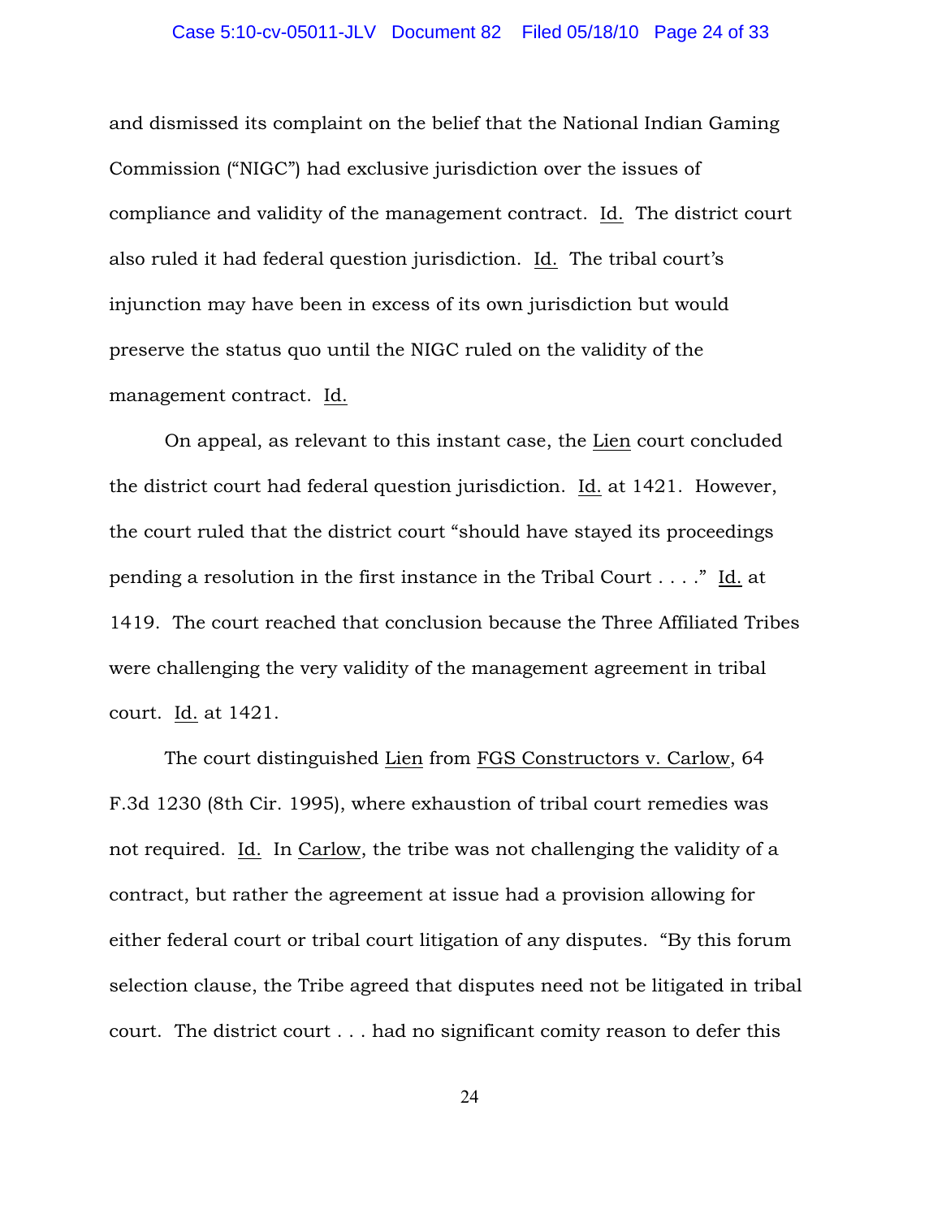and dismissed its complaint on the belief that the National Indian Gaming Commission ("NIGC") had exclusive jurisdiction over the issues of compliance and validity of the management contract. Id. The district court also ruled it had federal question jurisdiction. Id. The tribal court's injunction may have been in excess of its own jurisdiction but would preserve the status quo until the NIGC ruled on the validity of the management contract. Id.

On appeal, as relevant to this instant case, the Lien court concluded the district court had federal question jurisdiction. Id. at 1421. However, the court ruled that the district court "should have stayed its proceedings pending a resolution in the first instance in the Tribal Court . . . ." Id. at 1419. The court reached that conclusion because the Three Affiliated Tribes were challenging the very validity of the management agreement in tribal court. Id. at 1421.

The court distinguished Lien from FGS Constructors v. Carlow, 64 F.3d 1230 (8th Cir. 1995), where exhaustion of tribal court remedies was not required. Id. In Carlow, the tribe was not challenging the validity of a contract, but rather the agreement at issue had a provision allowing for either federal court or tribal court litigation of any disputes. "By this forum selection clause, the Tribe agreed that disputes need not be litigated in tribal court. The district court . . . had no significant comity reason to defer this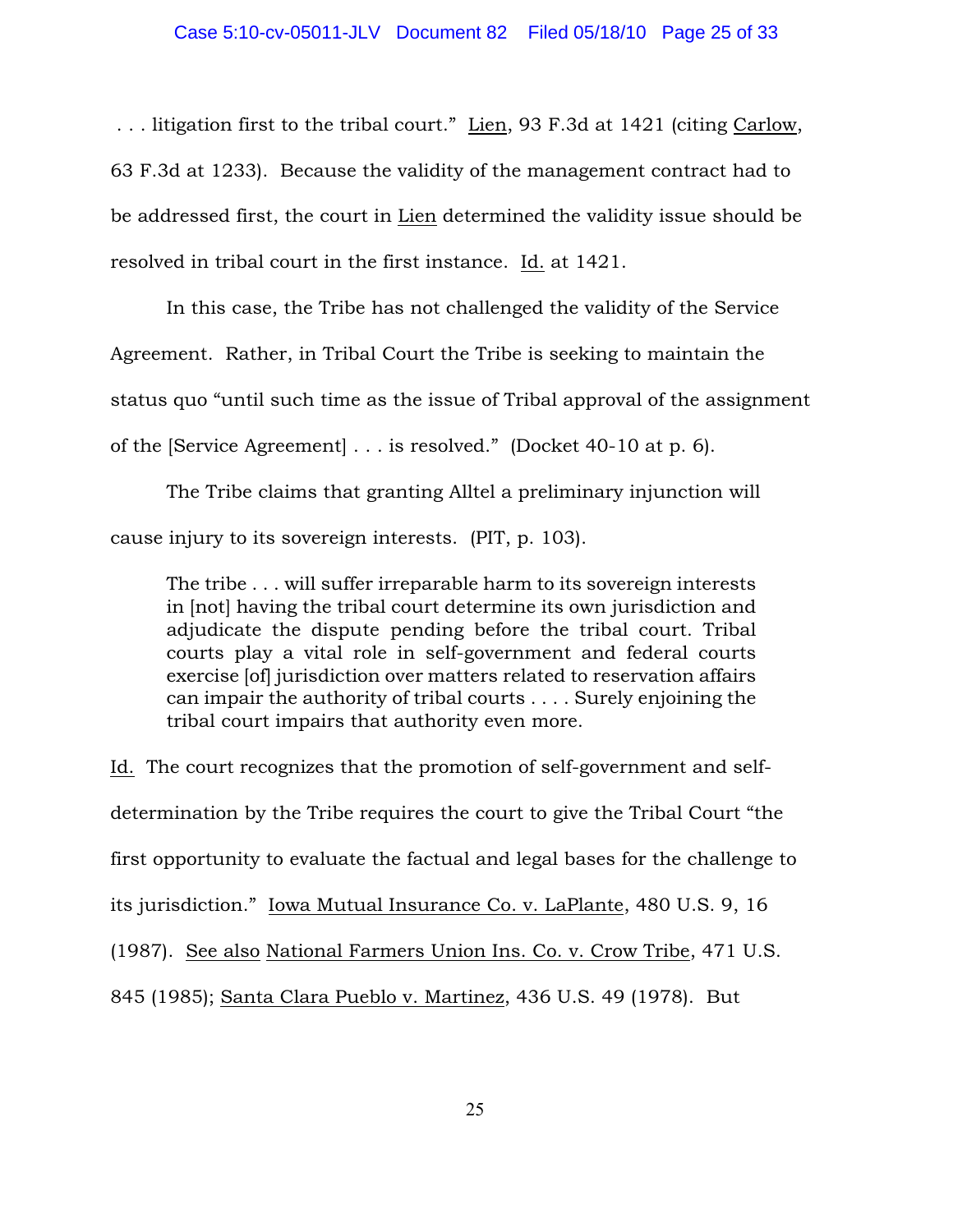. . . litigation first to the tribal court." Lien, 93 F.3d at 1421 (citing Carlow, 63 F.3d at 1233). Because the validity of the management contract had to be addressed first, the court in Lien determined the validity issue should be resolved in tribal court in the first instance. Id. at 1421.

In this case, the Tribe has not challenged the validity of the Service Agreement. Rather, in Tribal Court the Tribe is seeking to maintain the status quo "until such time as the issue of Tribal approval of the assignment of the [Service Agreement] . . . is resolved." (Docket 40-10 at p. 6).

The Tribe claims that granting Alltel a preliminary injunction will cause injury to its sovereign interests. (PIT, p. 103).

> The tribe . . . will suffer irreparable harm to its sovereign interests in [not] having the tribal court determine its own jurisdiction and adjudicate the dispute pending before the tribal court. Tribal courts play a vital role in self-government and federal courts exercise [of] jurisdiction over matters related to reservation affairs can impair the authority of tribal courts . . . . Surely enjoining the tribal court impairs that authority even more.

Id. The court recognizes that the promotion of self-government and self-determination by the Tribe requires the court to give the Tribal Court "the first opportunity to evaluate the factual and legal bases for the challenge to its jurisdiction." Iowa Mutual Insurance Co. v. LaPlante, 480 U.S. 9, 16 (1987). See also National Farmers Union Ins. Co. v. Crow Tribe, 471 U.S. 845 (1985); Santa Clara Pueblo v. Martinez, 436 U.S. 49 (1978). But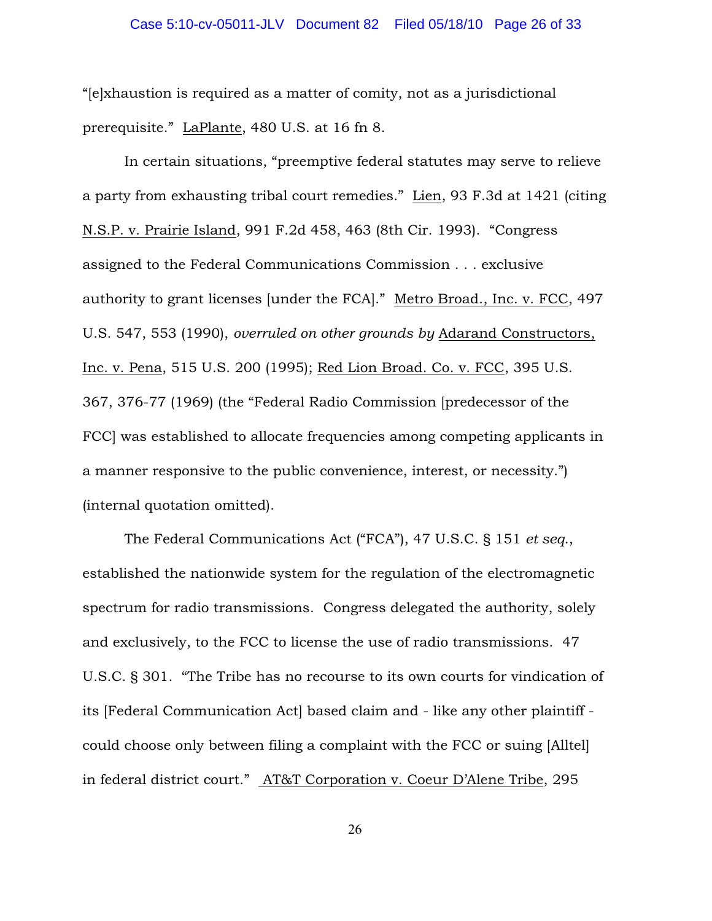"[e]xhaustion is required as a matter of comity, not as a jurisdictional prerequisite." LaPlante, 480 U.S. at 16 fn 8.

In certain situations, "preemptive federal statutes may serve to relieve a party from exhausting tribal court remedies." Lien, 93 F.3d at 1421 (citing N.S.P. v. Prairie Island, 991 F.2d 458, 463 (8th Cir. 1993). "Congress assigned to the Federal Communications Commission . . . exclusive authority to grant licenses [under the FCA]." Metro Broad., Inc. v. FCC, 497 U.S. 547, 553 (1990), *overruled on other grounds by* Adarand Constructors, Inc. v. Pena, 515 U.S. 200 (1995); Red Lion Broad. Co. v. FCC, 395 U.S. 367, 376-77 (1969) (the "Federal Radio Commission [predecessor of the FCC] was established to allocate frequencies among competing applicants in a manner responsive to the public convenience, interest, or necessity.") (internal quotation omitted).

The Federal Communications Act ("FCA"), 47 U.S.C. § 151 *et seq.*, established the nationwide system for the regulation of the electromagnetic spectrum for radio transmissions. Congress delegated the authority, solely and exclusively, to the FCC to license the use of radio transmissions. 47 U.S.C. § 301. "The Tribe has no recourse to its own courts for vindication of its [Federal Communication Act] based claim and - like any other plaintiff - could choose only between filing a complaint with the FCC or suing [Alltel] in federal district court." AT&T Corporation v. Coeur D'Alene Tribe, 295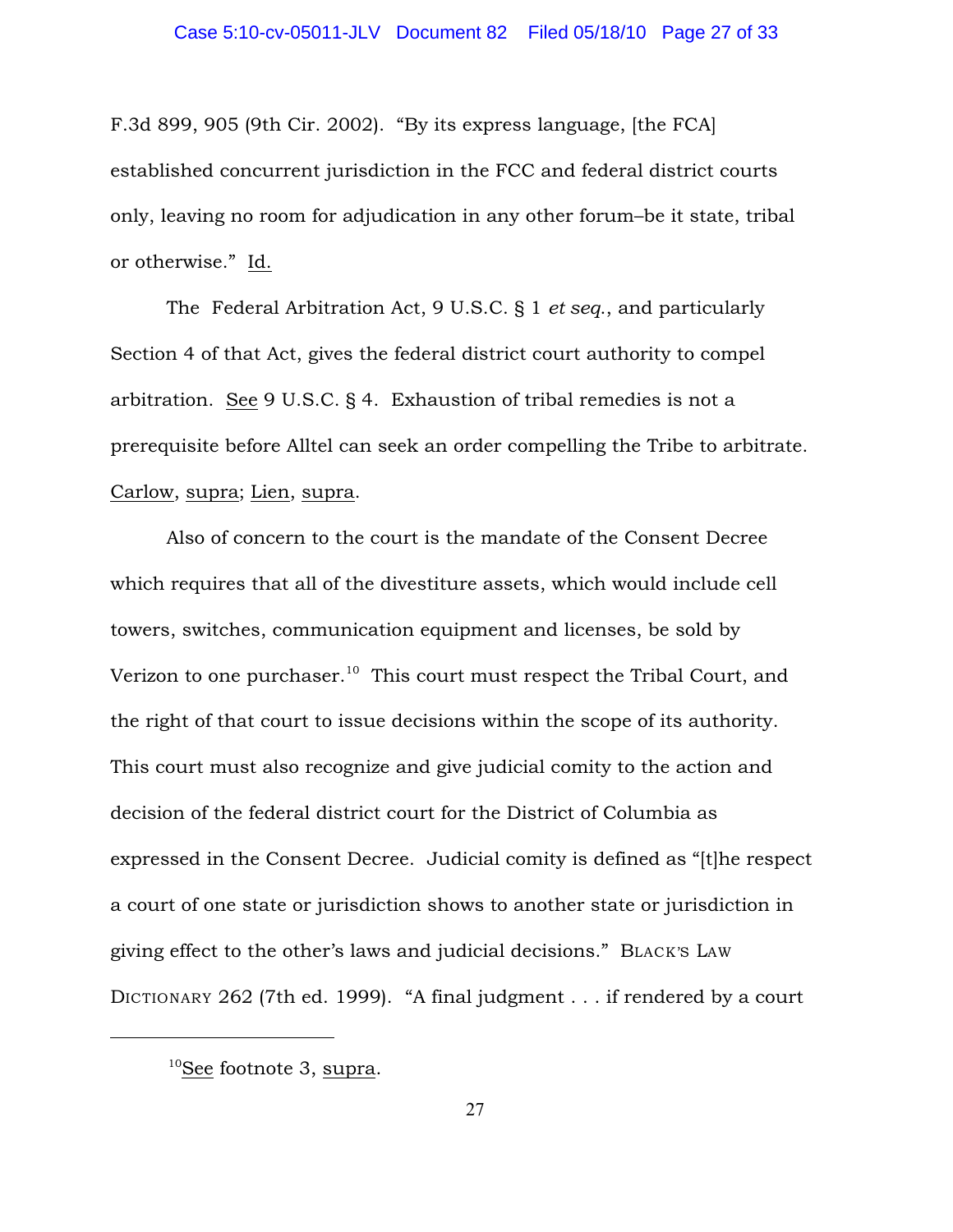F.3d 899, 905 (9th Cir. 2002). "By its express language, [the FCA] established concurrent jurisdiction in the FCC and federal district courts only, leaving no room for adjudication in any other forum–be it state, tribal or otherwise." Id.

The Federal Arbitration Act, 9 U.S.C. § 1 *et seq.*, and particularly Section 4 of that Act, gives the federal district court authority to compel arbitration. See 9 U.S.C. § 4. Exhaustion of tribal remedies is not a prerequisite before Alltel can seek an order compelling the Tribe to arbitrate. Carlow, supra; Lien, supra.

Also of concern to the court is the mandate of the Consent Decree which requires that all of the divestiture assets, which would include cell towers, switches, communication equipment and licenses, be sold by Verizon to one purchaser.[10] This court must respect the Tribal Court, and the right of that court to issue decisions within the scope of its authority. This court must also recognize and give judicial comity to the action and decision of the federal district court for the District of Columbia as expressed in the Consent Decree. Judicial comity is defined as "[t]he respect a court of one state or jurisdiction shows to another state or jurisdiction in giving effect to the other's laws and judicial decisions." BLACK'S LAW DICTIONARY 262 (7th ed. 1999). "A final judgment . . . if rendered by a court

[10] See footnote 3, supra.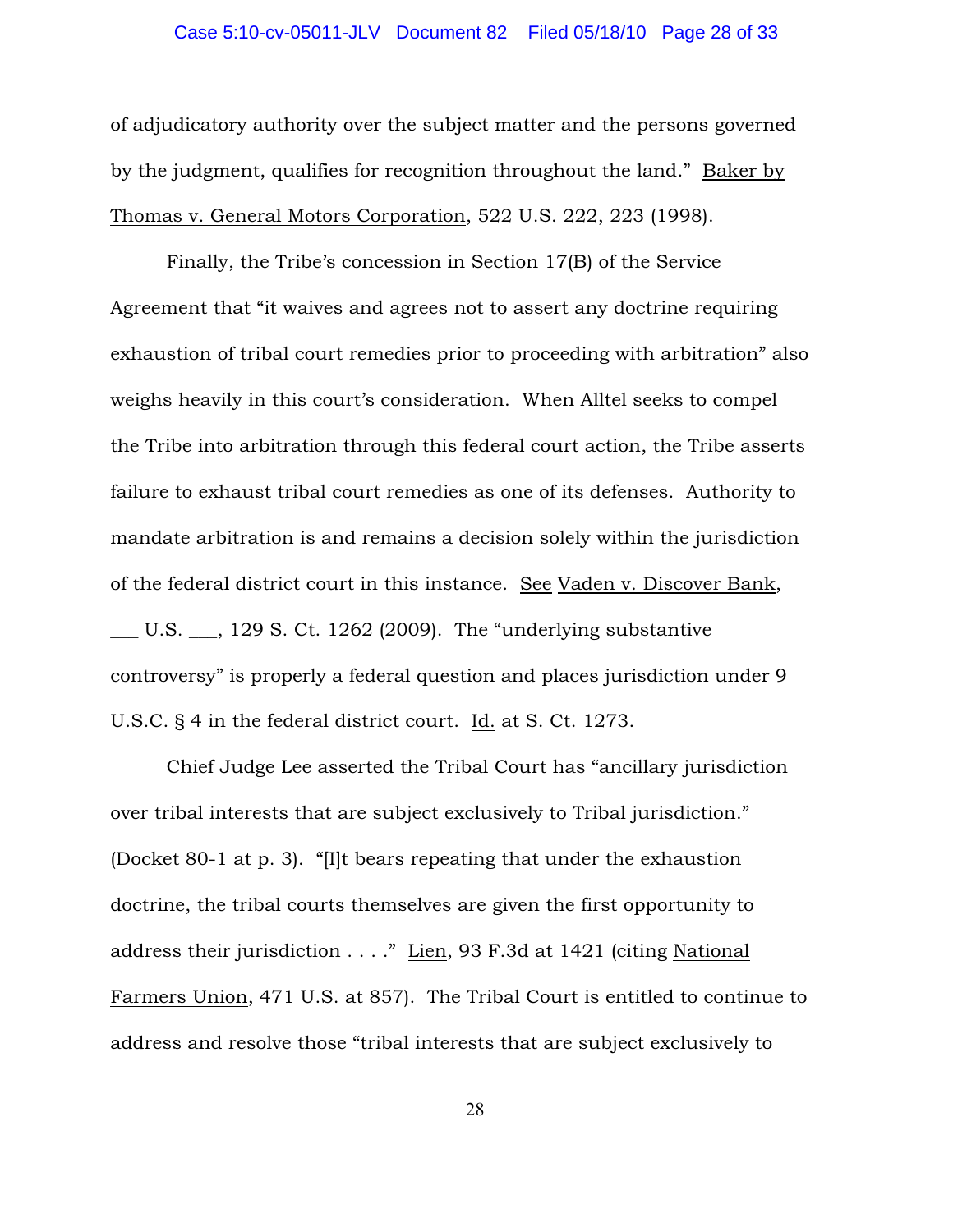of adjudicatory authority over the subject matter and the persons governed by the judgment, qualifies for recognition throughout the land." Baker by Thomas v. General Motors Corporation, 522 U.S. 222, 223 (1998).

Finally, the Tribe's concession in Section 17(B) of the Service Agreement that "it waives and agrees not to assert any doctrine requiring exhaustion of tribal court remedies prior to proceeding with arbitration" also weighs heavily in this court's consideration. When Alltel seeks to compel the Tribe into arbitration through this federal court action, the Tribe asserts failure to exhaust tribal court remedies as one of its defenses. Authority to mandate arbitration is and remains a decision solely within the jurisdiction of the federal district court in this instance. See Vaden v. Discover Bank, ___ U.S. ___, 129 S. Ct. 1262 (2009). The "underlying substantive controversy" is properly a federal question and places jurisdiction under 9 U.S.C. § 4 in the federal district court. Id. at S. Ct. 1273.

Chief Judge Lee asserted the Tribal Court has "ancillary jurisdiction over tribal interests that are subject exclusively to Tribal jurisdiction." (Docket 80-1 at p. 3). "[I]t bears repeating that under the exhaustion doctrine, the tribal courts themselves are given the first opportunity to address their jurisdiction . . . ." Lien, 93 F.3d at 1421 (citing National Farmers Union, 471 U.S. at 857). The Tribal Court is entitled to continue to address and resolve those "tribal interests that are subject exclusively to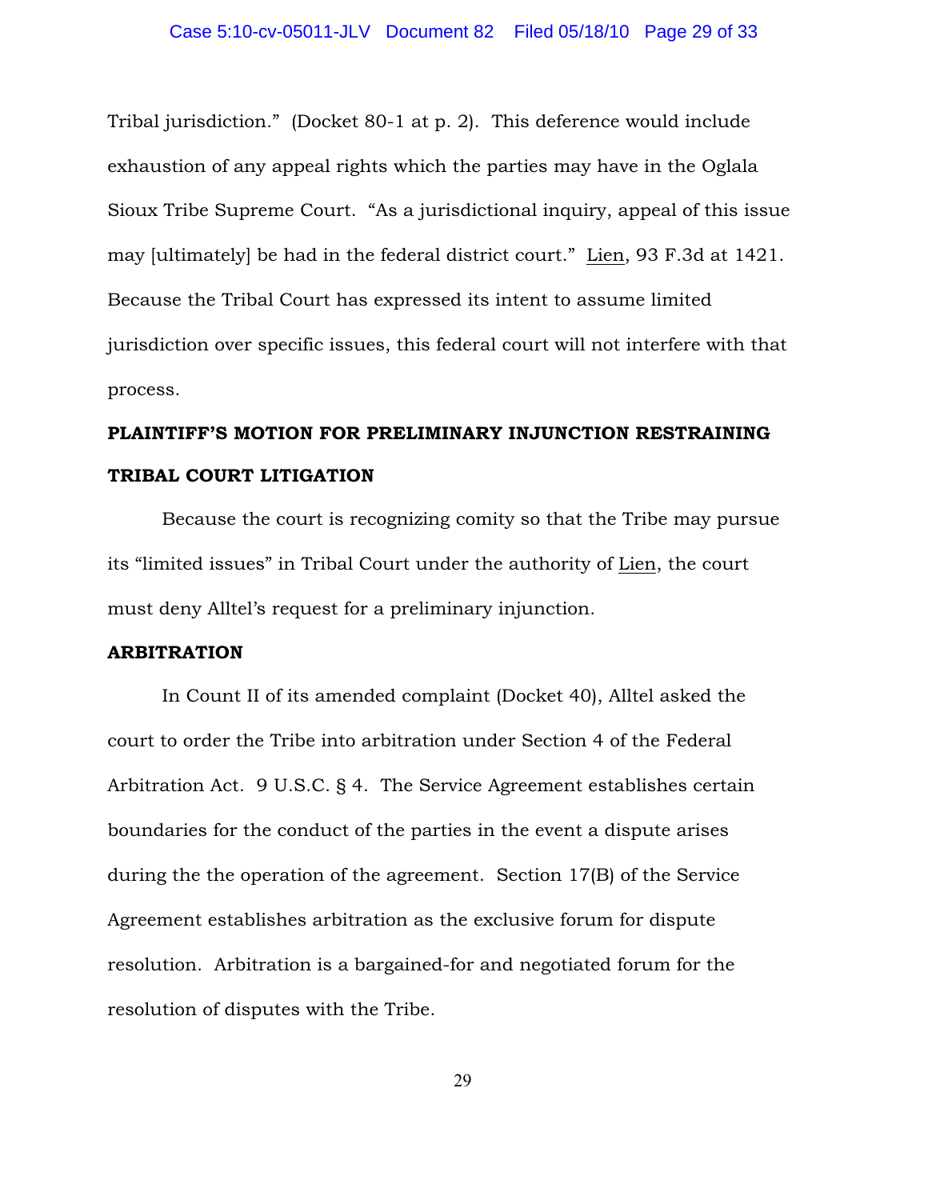Tribal jurisdiction." (Docket 80-1 at p. 2). This deference would include exhaustion of any appeal rights which the parties may have in the Oglala Sioux Tribe Supreme Court. "As a jurisdictional inquiry, appeal of this issue may [ultimately] be had in the federal district court." Lien, 93 F.3d at 1421. Because the Tribal Court has expressed its intent to assume limited jurisdiction over specific issues, this federal court will not interfere with that process.

**PLAINTIFF'S MOTION FOR PRELIMINARY INJUNCTION RESTRAINING TRIBAL COURT LITIGATION**

Because the court is recognizing comity so that the Tribe may pursue its "limited issues" in Tribal Court under the authority of Lien, the court must deny Alltel's request for a preliminary injunction.

**ARBITRATION**

In Count II of its amended complaint (Docket 40), Alltel asked the court to order the Tribe into arbitration under Section 4 of the Federal Arbitration Act. 9 U.S.C. § 4. The Service Agreement establishes certain boundaries for the conduct of the parties in the event a dispute arises during the the operation of the agreement. Section 17(B) of the Service Agreement establishes arbitration as the exclusive forum for dispute resolution. Arbitration is a bargained-for and negotiated forum for the resolution of disputes with the Tribe.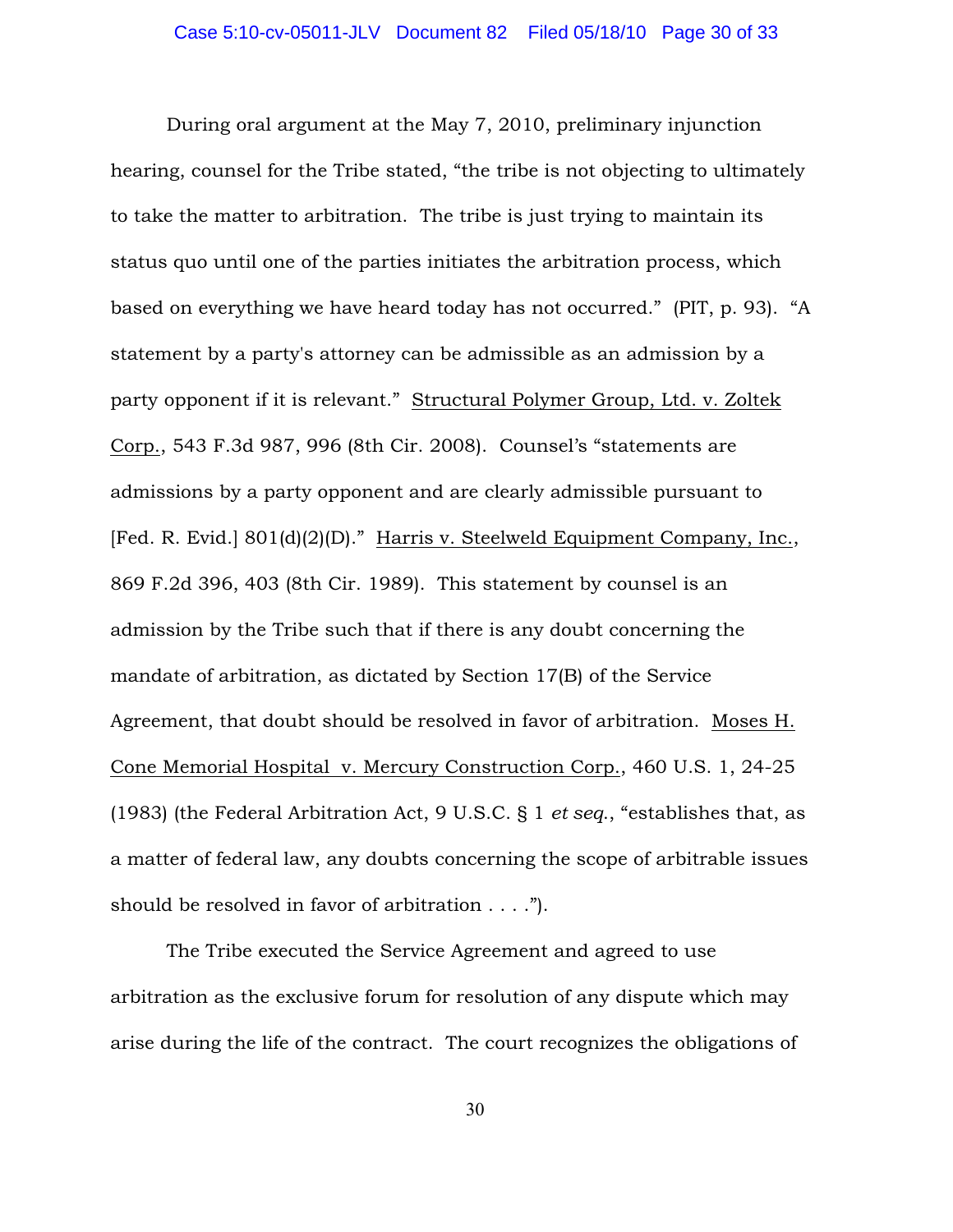During oral argument at the May 7, 2010, preliminary injunction hearing, counsel for the Tribe stated, "the tribe is not objecting to ultimately to take the matter to arbitration. The tribe is just trying to maintain its status quo until one of the parties initiates the arbitration process, which based on everything we have heard today has not occurred." (PIT, p. 93). "A statement by a party's attorney can be admissible as an admission by a party opponent if it is relevant." Structural Polymer Group, Ltd. v. Zoltek Corp., 543 F.3d 987, 996 (8th Cir. 2008). Counsel's "statements are admissions by a party opponent and are clearly admissible pursuant to [Fed. R. Evid.] 801(d)(2)(D)." Harris v. Steelweld Equipment Company, Inc., 869 F.2d 396, 403 (8th Cir. 1989). This statement by counsel is an admission by the Tribe such that if there is any doubt concerning the mandate of arbitration, as dictated by Section 17(B) of the Service Agreement, that doubt should be resolved in favor of arbitration. Moses H. Cone Memorial Hospital v. Mercury Construction Corp., 460 U.S. 1, 24-25 (1983) (the Federal Arbitration Act, 9 U.S.C. § 1 *et seq.*, "establishes that, as a matter of federal law, any doubts concerning the scope of arbitrable issues should be resolved in favor of arbitration . . . .").

The Tribe executed the Service Agreement and agreed to use arbitration as the exclusive forum for resolution of any dispute which may arise during the life of the contract. The court recognizes the obligations of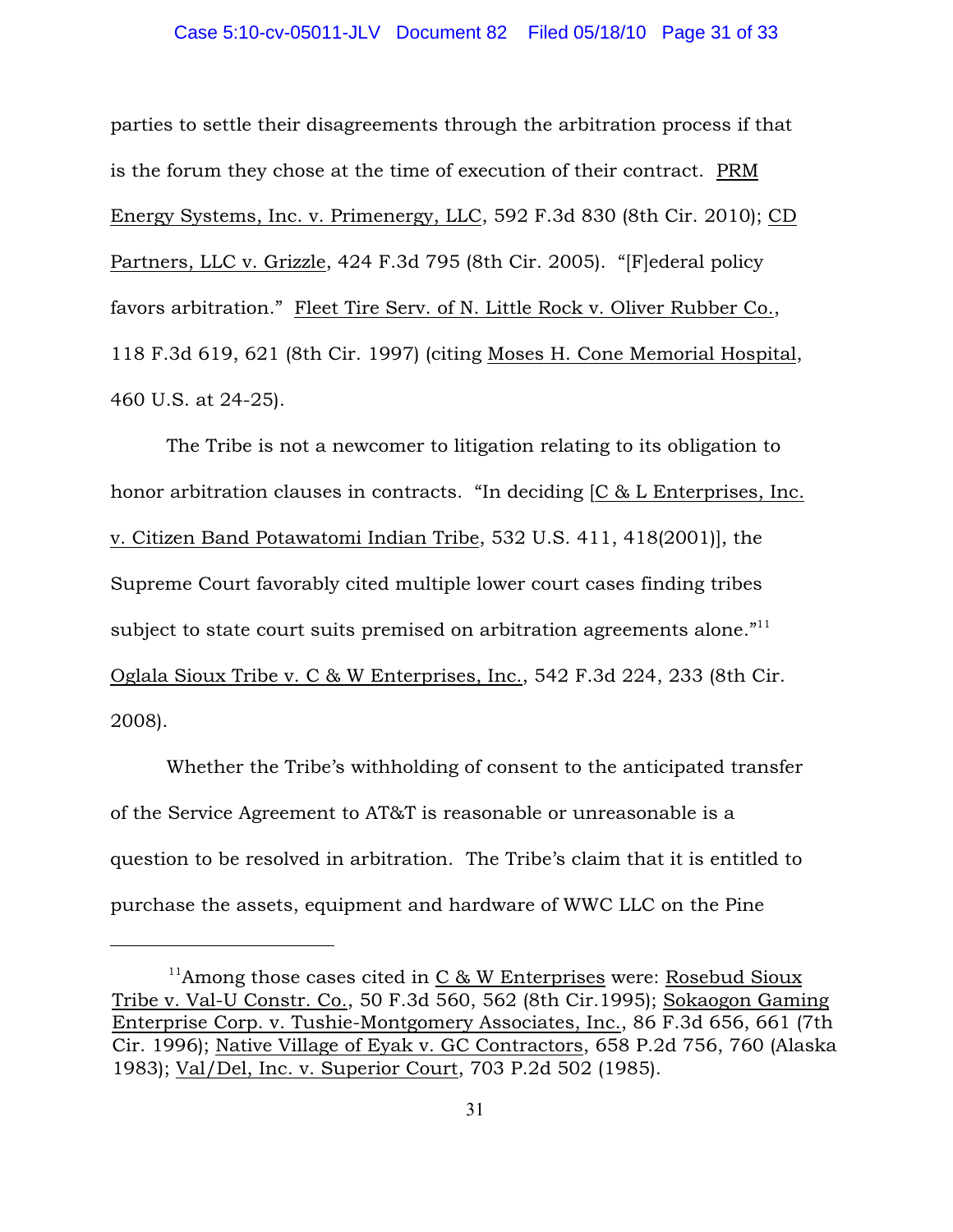parties to settle their disagreements through the arbitration process if that is the forum they chose at the time of execution of their contract. PRM Energy Systems, Inc. v. Primenergy, LLC, 592 F.3d 830 (8th Cir. 2010); CD Partners, LLC v. Grizzle, 424 F.3d 795 (8th Cir. 2005). "[F]ederal policy favors arbitration." Fleet Tire Serv. of N. Little Rock v. Oliver Rubber Co., 118 F.3d 619, 621 (8th Cir. 1997) (citing Moses H. Cone Memorial Hospital, 460 U.S. at 24-25).

The Tribe is not a newcomer to litigation relating to its obligation to honor arbitration clauses in contracts. "In deciding [C & L Enterprises, Inc. v. Citizen Band Potawatomi Indian Tribe, 532 U.S. 411, 418(2001)], the Supreme Court favorably cited multiple lower court cases finding tribes subject to state court suits premised on arbitration agreements alone."[11] Oglala Sioux Tribe v. C & W Enterprises, Inc., 542 F.3d 224, 233 (8th Cir. 2008).

Whether the Tribe's withholding of consent to the anticipated transfer of the Service Agreement to AT&T is reasonable or unreasonable is a question to be resolved in arbitration. The Tribe's claim that it is entitled to purchase the assets, equipment and hardware of WWC LLC on the Pine

---

[11] Among those cases cited in C & W Enterprises were: Rosebud Sioux Tribe v. Val-U Constr. Co., 50 F.3d 560, 562 (8th Cir.1995); Sokaogon Gaming Enterprise Corp. v. Tushie-Montgomery Associates, Inc., 86 F.3d 656, 661 (7th Cir. 1996); Native Village of Eyak v. GC Contractors, 658 P.2d 756, 760 (Alaska 1983); Val/Del, Inc. v. Superior Court, 703 P.2d 502 (1985).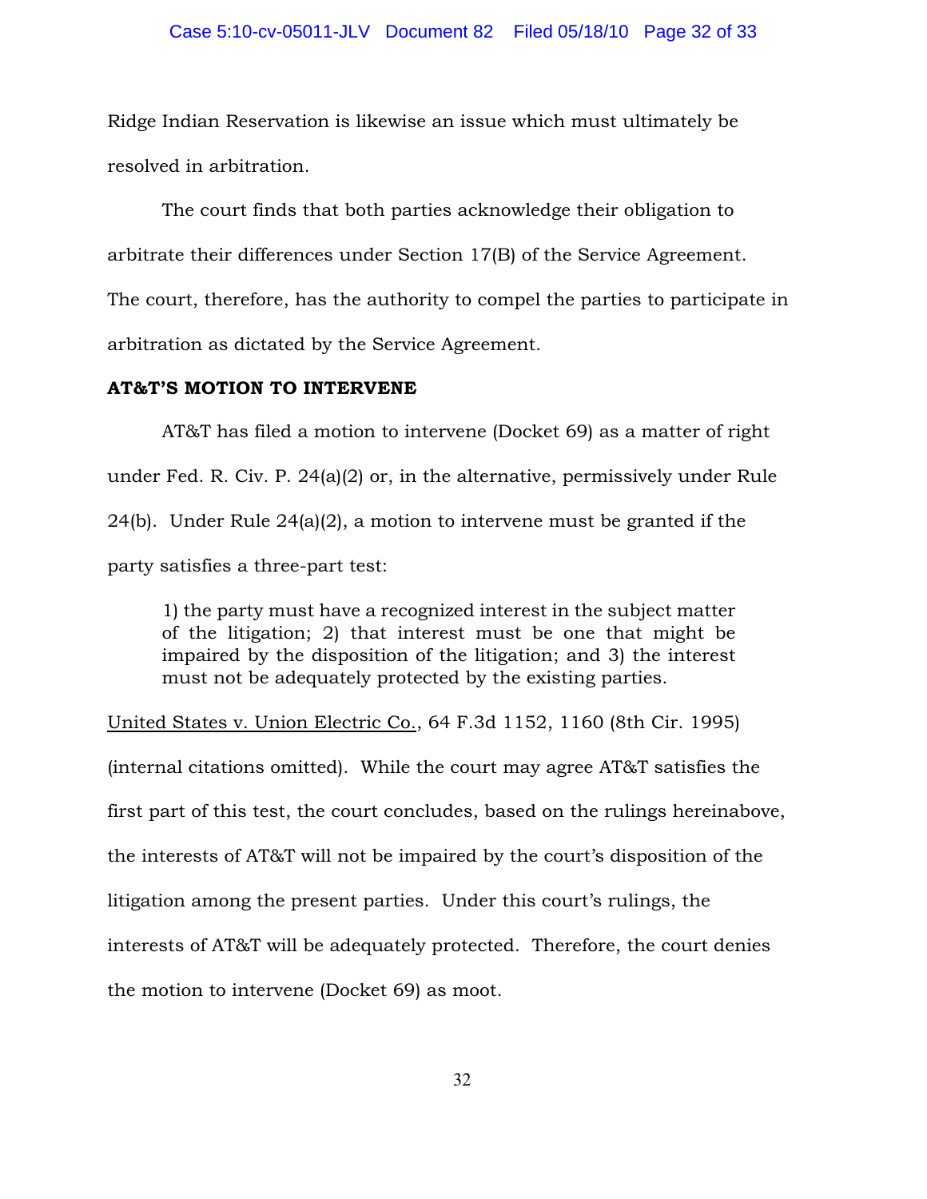Ridge Indian Reservation is likewise an issue which must ultimately be resolved in arbitration.

The court finds that both parties acknowledge their obligation to arbitrate their differences under Section 17(B) of the Service Agreement. The court, therefore, has the authority to compel the parties to participate in arbitration as dictated by the Service Agreement.

**AT&T'S MOTION TO INTERVENE**

AT&T has filed a motion to intervene (Docket 69) as a matter of right under Fed. R. Civ. P. 24(a)(2) or, in the alternative, permissively under Rule 24(b). Under Rule 24(a)(2), a motion to intervene must be granted if the party satisfies a three-part test:

> 1) the party must have a recognized interest in the subject matter of the litigation; 2) that interest must be one that might be impaired by the disposition of the litigation; and 3) the interest must not be adequately protected by the existing parties.

United States v. Union Electric Co., 64 F.3d 1152, 1160 (8th Cir. 1995) (internal citations omitted). While the court may agree AT&T satisfies the first part of this test, the court concludes, based on the rulings hereinabove, the interests of AT&T will not be impaired by the court's disposition of the litigation among the present parties. Under this court's rulings, the interests of AT&T will be adequately protected. Therefore, the court denies the motion to intervene (Docket 69) as moot.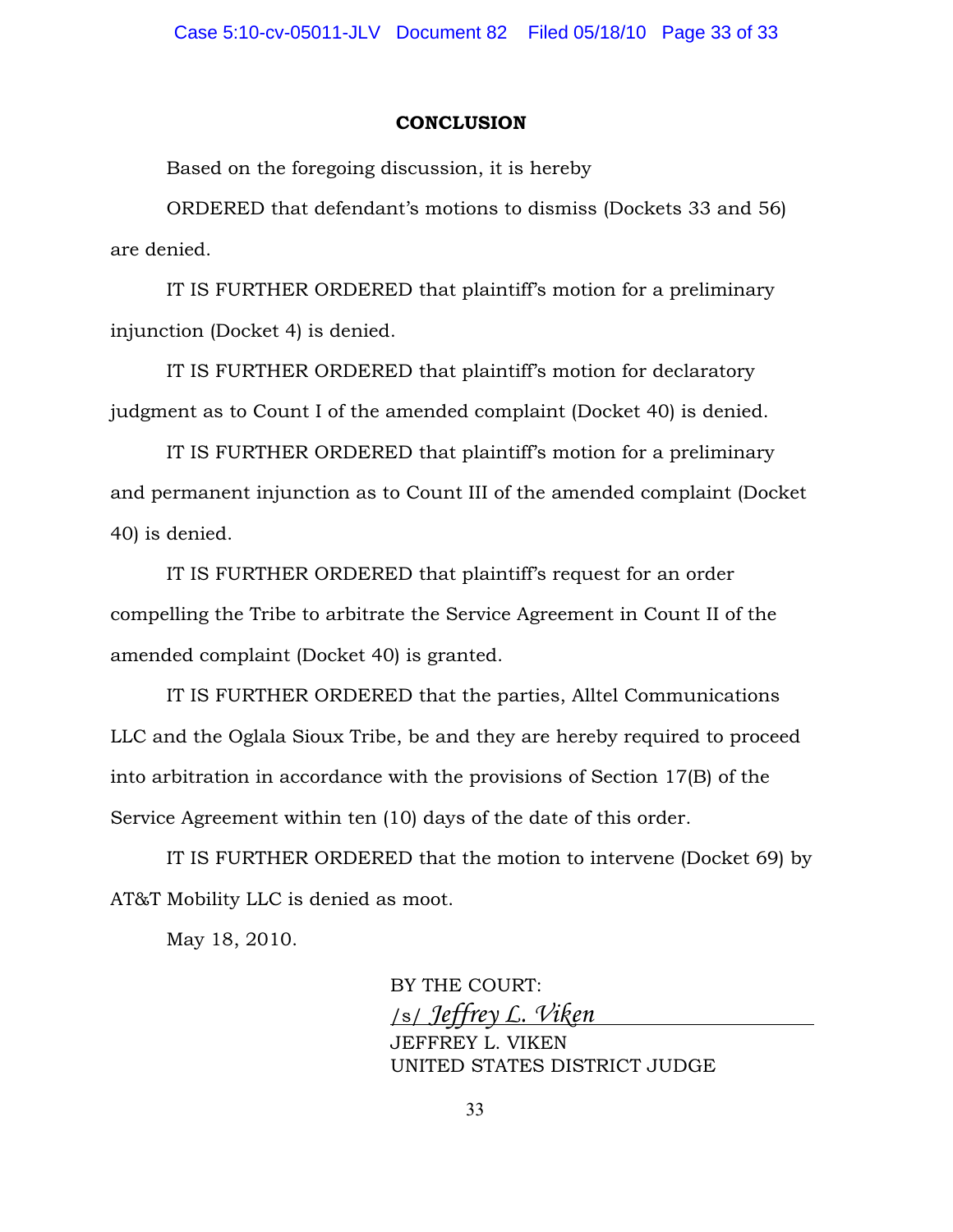## CONCLUSION

Based on the foregoing discussion, it is hereby

ORDERED that defendant's motions to dismiss (Dockets 33 and 56) are denied.

IT IS FURTHER ORDERED that plaintiff's motion for a preliminary injunction (Docket 4) is denied.

IT IS FURTHER ORDERED that plaintiff's motion for declaratory judgment as to Count I of the amended complaint (Docket 40) is denied.

IT IS FURTHER ORDERED that plaintiff's motion for a preliminary and permanent injunction as to Count III of the amended complaint (Docket 40) is denied.

IT IS FURTHER ORDERED that plaintiff's request for an order compelling the Tribe to arbitrate the Service Agreement in Count II of the amended complaint (Docket 40) is granted.

IT IS FURTHER ORDERED that the parties, Alltel Communications LLC and the Oglala Sioux Tribe, be and they are hereby required to proceed into arbitration in accordance with the provisions of Section 17(B) of the Service Agreement within ten (10) days of the date of this order.

IT IS FURTHER ORDERED that the motion to intervene (Docket 69) by AT&T Mobility LLC is denied as moot.

May 18, 2010.

BY THE COURT:

/s/ *Jeffrey L. Viken*

JEFFREY L. VIKEN
UNITED STATES DISTRICT JUDGE